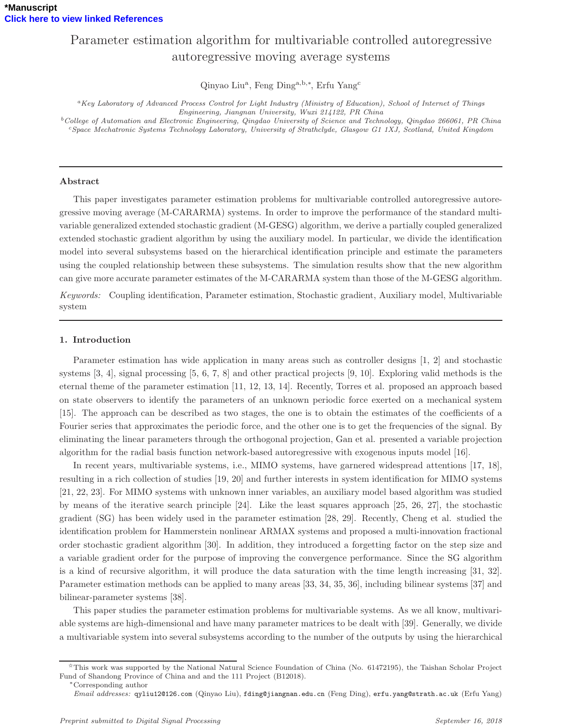*Manuscript
Click here to view linked References

# Parameter estimation algorithm for multivariable controlled autoregressive autoregressive moving average systems

Qinyao Liu[a], Feng Ding[a,b,*], Erfu Yang[c]

[a]*Key Laboratory of Advanced Process Control for Light Industry (Ministry of Education), School of Internet of Things Engineering, Jiangnan University, Wuxi 214122, PR China*

[b]*College of Automation and Electronic Engineering, Qingdao University of Science and Technology, Qingdao 266061, PR China*

[c]*Space Mechatronic Systems Technology Laboratory, University of Strathclyde, Glasgow G1 1XJ, Scotland, United Kingdom*

---

## Abstract

This paper investigates parameter estimation problems for multivariable controlled autoregressive autoregressive moving average (M-CARARMA) systems. In order to improve the performance of the standard multivariable generalized extended stochastic gradient (M-GESG) algorithm, we derive a partially coupled generalized extended stochastic gradient algorithm by using the auxiliary model. In particular, we divide the identification model into several subsystems based on the hierarchical identification principle and estimate the parameters using the coupled relationship between these subsystems. The simulation results show that the new algorithm can give more accurate parameter estimates of the M-CARARMA system than those of the M-GESG algorithm.

*Keywords:* Coupling identification, Parameter estimation, Stochastic gradient, Auxiliary model, Multivariable system

---

## 1. Introduction

Parameter estimation has wide application in many areas such as controller designs [1, 2] and stochastic systems [3, 4], signal processing [5, 6, 7, 8] and other practical projects [9, 10]. Exploring valid methods is the eternal theme of the parameter estimation [11, 12, 13, 14]. Recently, Torres et al. proposed an approach based on state observers to identify the parameters of an unknown periodic force exerted on a mechanical system [15]. The approach can be described as two stages, the one is to obtain the estimates of the coefficients of a Fourier series that approximates the periodic force, and the other one is to get the frequencies of the signal. By eliminating the linear parameters through the orthogonal projection, Gan et al. presented a variable projection algorithm for the radial basis function network-based autoregressive with exogenous inputs model [16].

In recent years, multivariable systems, i.e., MIMO systems, have garnered widespread attentions [17, 18], resulting in a rich collection of studies [19, 20] and further interests in system identification for MIMO systems [21, 22, 23]. For MIMO systems with unknown inner variables, an auxiliary model based algorithm was studied by means of the iterative search principle [24]. Like the least squares approach [25, 26, 27], the stochastic gradient (SG) has been widely used in the parameter estimation [28, 29]. Recently, Cheng et al. studied the identification problem for Hammerstein nonlinear ARMAX systems and proposed a multi-innovation fractional order stochastic gradient algorithm [30]. In addition, they introduced a forgetting factor on the step size and a variable gradient order for the purpose of improving the convergence performance. Since the SG algorithm is a kind of recursive algorithm, it will produce the data saturation with the time length increasing [31, 32]. Parameter estimation methods can be applied to many areas [33, 34, 35, 36], including bilinear systems [37] and bilinear-parameter systems [38].

This paper studies the parameter estimation problems for multivariable systems. As we all know, multivariable systems are high-dimensional and have many parameter matrices to be dealt with [39]. Generally, we divide a multivariable system into several subsystems according to the number of the outputs by using the hierarchical

---

☆This work was supported by the National Natural Science Foundation of China (No. 61472195), the Taishan Scholar Project Fund of Shandong Province of China and and the 111 Project (B12018).

*Corresponding author

*Email addresses:* qyliu12@126.com (Qinyao Liu), fding@jiangnan.edu.cn (Feng Ding), erfu.yang@strath.ac.uk (Erfu Yang)

*Preprint submitted to Digital Signal Processing* September 16, 2018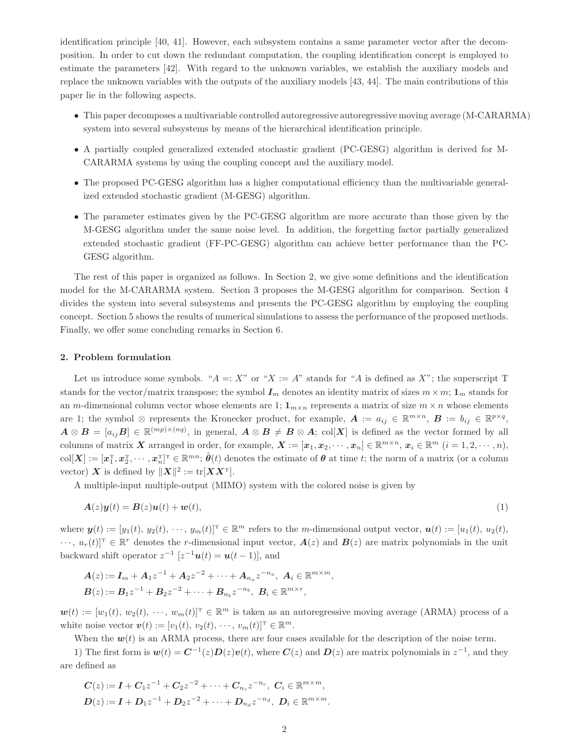identification principle [40, 41]. However, each subsystem contains a same parameter vector after the decomposition. In order to cut down the redundant computation, the coupling identification concept is employed to estimate the parameters [42]. With regard to the unknown variables, we establish the auxiliary models and replace the unknown variables with the outputs of the auxiliary models [43, 44]. The main contributions of this paper lie in the following aspects.

- This paper decomposes a multivariable controlled autoregressive autoregressive moving average (M-CARARMA) system into several subsystems by means of the hierarchical identification principle.
- A partially coupled generalized extended stochastic gradient (PC-GESG) algorithm is derived for M-CARARMA systems by using the coupling concept and the auxiliary model.
- The proposed PC-GESG algorithm has a higher computational efficiency than the multivariable generalized extended stochastic gradient (M-GESG) algorithm.
- The parameter estimates given by the PC-GESG algorithm are more accurate than those given by the M-GESG algorithm under the same noise level. In addition, the forgetting factor partially generalized extended stochastic gradient (FF-PC-GESG) algorithm can achieve better performance than the PC-GESG algorithm.

The rest of this paper is organized as follows. In Section 2, we give some definitions and the identification model for the M-CARARMA system. Section 3 proposes the M-GESG algorithm for comparison. Section 4 divides the system into several subsystems and presents the PC-GESG algorithm by employing the coupling concept. Section 5 shows the results of numerical simulations to assess the performance of the proposed methods. Finally, we offer some concluding remarks in Section 6.

## 2. Problem formulation

Let us introduce some symbols. "$A =: X$" or "$X := A$" stands for "$A$ is defined as $X$"; the superscript T stands for the vector/matrix transpose; the symbol $\boldsymbol{I}_m$ denotes an identity matrix of sizes $m \times m$; $\mathbf{1}_m$ stands for an $m$-dimensional column vector whose elements are 1; $\mathbf{1}_{m\times n}$ represents a matrix of size $m \times n$ whose elements are 1; the symbol $\otimes$ represents the Kronecker product, for example, $\boldsymbol{A} := a_{ij} \in \mathbb{R}^{m\times n}$, $\boldsymbol{B} := b_{ij} \in \mathbb{R}^{p\times q}$, $\boldsymbol{A} \otimes \boldsymbol{B} = [a_{ij}\boldsymbol{B}] \in \mathbb{R}^{(mp)\times(nq)}$, in general, $\boldsymbol{A} \otimes \boldsymbol{B} \neq \boldsymbol{B} \otimes \boldsymbol{A}$; col$[\boldsymbol{X}]$ is defined as the vector formed by all columns of matrix $\boldsymbol{X}$ arranged in order, for example, $\boldsymbol{X} := [\boldsymbol{x}_1, \boldsymbol{x}_2, \cdots, \boldsymbol{x}_n] \in \mathbb{R}^{m\times n}$, $\boldsymbol{x}_i \in \mathbb{R}^m$ $(i = 1, 2, \cdots, n)$, col$[\boldsymbol{X}] := [\boldsymbol{x}_1^{\mathrm{T}}, \boldsymbol{x}_2^{\mathrm{T}}, \cdots, \boldsymbol{x}_n^{\mathrm{T}}]^{\mathrm{T}} \in \mathbb{R}^{mn}$; $\hat{\boldsymbol{\theta}}(t)$ denotes the estimate of $\boldsymbol{\theta}$ at time $t$; the norm of a matrix (or a column vector) $\boldsymbol{X}$ is defined by $\|\boldsymbol{X}\|^2 := \mathrm{tr}[\boldsymbol{X}\boldsymbol{X}^{\mathrm{T}}]$.

A multiple-input multiple-output (MIMO) system with the colored noise is given by

$$\boldsymbol{A}(z)\boldsymbol{y}(t) = \boldsymbol{B}(z)\boldsymbol{u}(t) + \boldsymbol{w}(t), \tag{1}$$

where $\boldsymbol{y}(t) := [y_1(t),\ y_2(t),\ \cdots,\ y_m(t)]^{\mathrm{T}} \in \mathbb{R}^m$ refers to the $m$-dimensional output vector, $\boldsymbol{u}(t) := [u_1(t),\ u_2(t),\ \cdots,\ u_r(t)]^{\mathrm{T}} \in \mathbb{R}^r$ denotes the $r$-dimensional input vector, $\boldsymbol{A}(z)$ and $\boldsymbol{B}(z)$ are matrix polynomials in the unit backward shift operator $z^{-1}$ $[z^{-1}\boldsymbol{u}(t) = \boldsymbol{u}(t-1)]$, and

$$\begin{aligned}
\boldsymbol{A}(z) &:= \boldsymbol{I}_m + \boldsymbol{A}_1 z^{-1} + \boldsymbol{A}_2 z^{-2} + \cdots + \boldsymbol{A}_{n_a} z^{-n_a},\ \boldsymbol{A}_i \in \mathbb{R}^{m\times m},\\
\boldsymbol{B}(z) &:= \boldsymbol{B}_1 z^{-1} + \boldsymbol{B}_2 z^{-2} + \cdots + \boldsymbol{B}_{n_b} z^{-n_b},\ \boldsymbol{B}_i \in \mathbb{R}^{m\times r},
\end{aligned}$$

$\boldsymbol{w}(t) := [w_1(t),\ w_2(t),\ \cdots,\ w_m(t)]^{\mathrm{T}} \in \mathbb{R}^m$ is taken as an autoregressive moving average (ARMA) process of a white noise vector $\boldsymbol{v}(t) := [v_1(t),\ v_2(t),\ \cdots,\ v_m(t)]^{\mathrm{T}} \in \mathbb{R}^m$.

When the $\boldsymbol{w}(t)$ is an ARMA process, there are four cases available for the description of the noise term.

1) The first form is $\boldsymbol{w}(t) = \boldsymbol{C}^{-1}(z)\boldsymbol{D}(z)\boldsymbol{v}(t)$, where $\boldsymbol{C}(z)$ and $\boldsymbol{D}(z)$ are matrix polynomials in $z^{-1}$, and they are defined as

$$\begin{aligned}
\boldsymbol{C}(z) &:= \boldsymbol{I} + \boldsymbol{C}_1 z^{-1} + \boldsymbol{C}_2 z^{-2} + \cdots + \boldsymbol{C}_{n_c} z^{-n_c},\ \boldsymbol{C}_i \in \mathbb{R}^{m\times m},\\
\boldsymbol{D}(z) &:= \boldsymbol{I} + \boldsymbol{D}_1 z^{-1} + \boldsymbol{D}_2 z^{-2} + \cdots + \boldsymbol{D}_{n_d} z^{-n_d},\ \boldsymbol{D}_i \in \mathbb{R}^{m\times m}.
\end{aligned}$$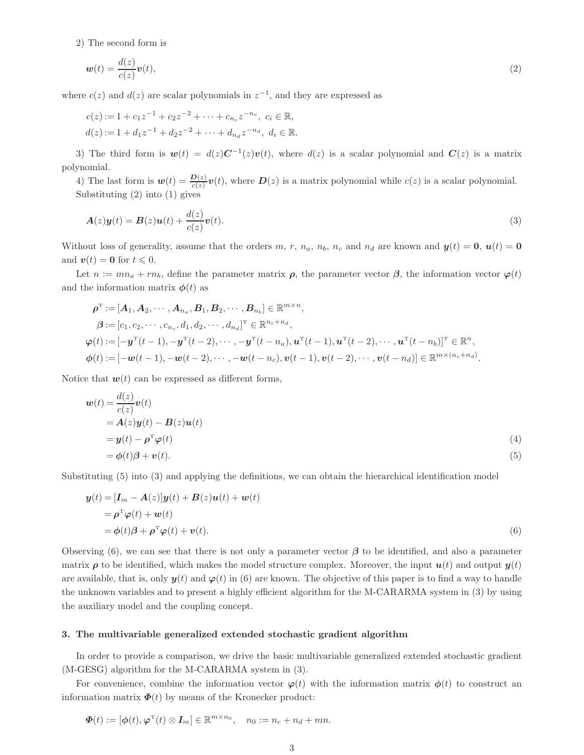2) The second form is

$$\boldsymbol{w}(t)=\frac{d(z)}{c(z)}\boldsymbol{v}(t), \tag{2}$$

where $c(z)$ and $d(z)$ are scalar polynomials in $z^{-1}$, and they are expressed as

$$c(z):=1+c_1z^{-1}+c_2z^{-2}+\cdots+c_{n_c}z^{-n_c},\ c_i\in\mathbb{R},$$
$$d(z):=1+d_1z^{-1}+d_2z^{-2}+\cdots+d_{n_d}z^{-n_d},\ d_i\in\mathbb{R}.$$

3) The third form is $\boldsymbol{w}(t)=d(z)\boldsymbol{C}^{-1}(z)\boldsymbol{v}(t)$, where $d(z)$ is a scalar polynomial and $\boldsymbol{C}(z)$ is a matrix polynomial.

4) The last form is $\boldsymbol{w}(t)=\frac{\boldsymbol{D}(z)}{c(z)}\boldsymbol{v}(t)$, where $\boldsymbol{D}(z)$ is a matrix polynomial while $c(z)$ is a scalar polynomial.

Substituting (2) into (1) gives

$$\boldsymbol{A}(z)\boldsymbol{y}(t)=\boldsymbol{B}(z)\boldsymbol{u}(t)+\frac{d(z)}{c(z)}\boldsymbol{v}(t). \tag{3}$$

Without loss of generality, assume that the orders $m$, $r$, $n_a$, $n_b$, $n_c$ and $n_d$ are known and $\boldsymbol{y}(t)=\mathbf{0}$, $\boldsymbol{u}(t)=\mathbf{0}$ and $\boldsymbol{v}(t)=\mathbf{0}$ for $t\leqslant 0$.

Let $n:=mn_a+rn_b$, define the parameter matrix $\boldsymbol{\rho}$, the parameter vector $\boldsymbol{\beta}$, the information vector $\boldsymbol{\varphi}(t)$ and the information matrix $\boldsymbol{\phi}(t)$ as

$$\boldsymbol{\rho}^{\mathrm{T}}:=[\boldsymbol{A}_1,\boldsymbol{A}_2,\cdots,\boldsymbol{A}_{n_a},\boldsymbol{B}_1,\boldsymbol{B}_2,\cdots,\boldsymbol{B}_{n_b}]\in\mathbb{R}^{m\times n},$$
$$\boldsymbol{\beta}:=[c_1,c_2,\cdots,c_{n_c},d_1,d_2,\cdots,d_{n_d}]^{\mathrm{T}}\in\mathbb{R}^{n_c+n_d},$$
$$\boldsymbol{\varphi}(t):=[-\boldsymbol{y}^{\mathrm{T}}(t-1),-\boldsymbol{y}^{\mathrm{T}}(t-2),\cdots,-\boldsymbol{y}^{\mathrm{T}}(t-n_a),\boldsymbol{u}^{\mathrm{T}}(t-1),\boldsymbol{u}^{\mathrm{T}}(t-2),\cdots,\boldsymbol{u}^{\mathrm{T}}(t-n_b)]^{\mathrm{T}}\in\mathbb{R}^{n},$$
$$\boldsymbol{\phi}(t):=[-\boldsymbol{w}(t-1),-\boldsymbol{w}(t-2),\cdots,-\boldsymbol{w}(t-n_c),\boldsymbol{v}(t-1),\boldsymbol{v}(t-2),\cdots,\boldsymbol{v}(t-n_d)]\in\mathbb{R}^{m\times(n_c+n_d)}.$$

Notice that $\boldsymbol{w}(t)$ can be expressed as different forms,

$$\begin{aligned}\boldsymbol{w}(t)&=\frac{d(z)}{c(z)}\boldsymbol{v}(t)\\&=\boldsymbol{A}(z)\boldsymbol{y}(t)-\boldsymbol{B}(z)\boldsymbol{u}(t)\\&=\boldsymbol{y}(t)-\boldsymbol{\rho}^{\mathrm{T}}\boldsymbol{\varphi}(t) &(4)\\&=\boldsymbol{\phi}(t)\boldsymbol{\beta}+\boldsymbol{v}(t). &(5)\end{aligned}$$

Substituting (5) into (3) and applying the definitions, we can obtain the hierarchical identification model

$$\begin{aligned}\boldsymbol{y}(t)&=[\boldsymbol{I}_m-\boldsymbol{A}(z)]\boldsymbol{y}(t)+\boldsymbol{B}(z)\boldsymbol{u}(t)+\boldsymbol{w}(t)\\&=\boldsymbol{\rho}^{\mathrm{T}}\boldsymbol{\varphi}(t)+\boldsymbol{w}(t)\\&=\boldsymbol{\phi}(t)\boldsymbol{\beta}+\boldsymbol{\rho}^{\mathrm{T}}\boldsymbol{\varphi}(t)+\boldsymbol{v}(t). &(6)\end{aligned}$$

Observing (6), we can see that there is not only a parameter vector $\boldsymbol{\beta}$ to be identified, and also a parameter matrix $\boldsymbol{\rho}$ to be identified, which makes the model structure complex. Moreover, the input $\boldsymbol{u}(t)$ and output $\boldsymbol{y}(t)$ are available, that is, only $\boldsymbol{y}(t)$ and $\boldsymbol{\varphi}(t)$ in (6) are known. The objective of this paper is to find a way to handle the unknown variables and to present a highly efficient algorithm for the M-CARARMA system in (3) by using the auxiliary model and the coupling concept.

## 3. The multivariable generalized extended stochastic gradient algorithm

In order to provide a comparison, we drive the basic multivariable generalized extended stochastic gradient (M-GESG) algorithm for the M-CARARMA system in (3).

For convenience, combine the information vector $\boldsymbol{\varphi}(t)$ with the information matrix $\boldsymbol{\phi}(t)$ to construct an information matrix $\boldsymbol{\Phi}(t)$ by means of the Kronecker product:

$$\boldsymbol{\Phi}(t):=[\boldsymbol{\phi}(t),\boldsymbol{\varphi}^{\mathrm{T}}(t)\otimes\boldsymbol{I}_m]\in\mathbb{R}^{m\times n_0},\quad n_0:=n_c+n_d+mn.$$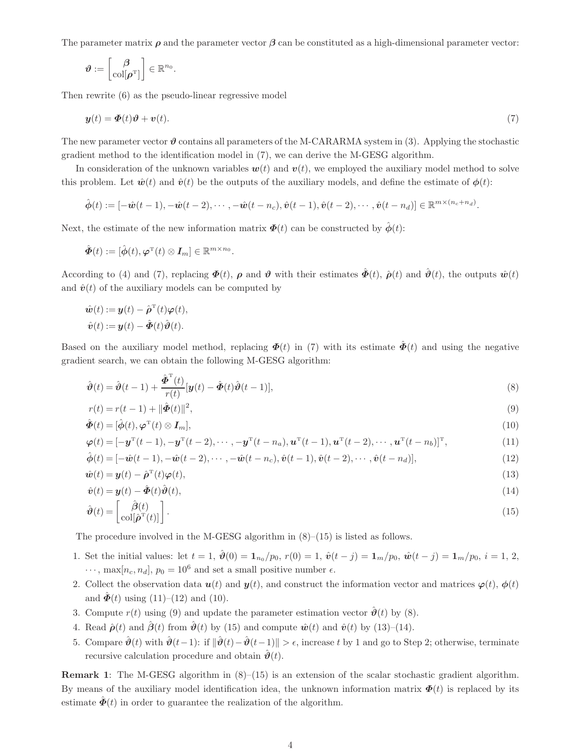The parameter matrix $\boldsymbol{\rho}$ and the parameter vector $\boldsymbol{\beta}$ can be constituted as a high-dimensional parameter vector:

$$\boldsymbol{\vartheta} := \begin{bmatrix} \boldsymbol{\beta} \\ \mathrm{col}[\boldsymbol{\rho}^{\mathrm{T}}] \end{bmatrix} \in \mathbb{R}^{n_0}.$$

Then rewrite (6) as the pseudo-linear regressive model

$$\boldsymbol{y}(t) = \boldsymbol{\Phi}(t)\boldsymbol{\vartheta} + \boldsymbol{v}(t). \tag{7}$$

The new parameter vector $\boldsymbol{\vartheta}$ contains all parameters of the M-CARARMA system in (3). Applying the stochastic gradient method to the identification model in (7), we can derive the M-GESG algorithm.

In consideration of the unknown variables $\boldsymbol{w}(t)$ and $\boldsymbol{v}(t)$, we employed the auxiliary model method to solve this problem. Let $\hat{\boldsymbol{w}}(t)$ and $\hat{\boldsymbol{v}}(t)$ be the outputs of the auxiliary models, and define the estimate of $\boldsymbol{\phi}(t)$:

$$\hat{\boldsymbol{\phi}}(t) := [-\hat{\boldsymbol{w}}(t-1), -\hat{\boldsymbol{w}}(t-2), \cdots, -\hat{\boldsymbol{w}}(t-n_c), \hat{\boldsymbol{v}}(t-1), \hat{\boldsymbol{v}}(t-2), \cdots, \hat{\boldsymbol{v}}(t-n_d)] \in \mathbb{R}^{m\times(n_c+n_d)}.$$

Next, the estimate of the new information matrix $\boldsymbol{\Phi}(t)$ can be constructed by $\hat{\boldsymbol{\phi}}(t)$:

$$\hat{\boldsymbol{\Phi}}(t) := [\hat{\boldsymbol{\phi}}(t), \boldsymbol{\varphi}^{\mathrm{T}}(t) \otimes \boldsymbol{I}_m] \in \mathbb{R}^{m\times n_0}.$$

According to (4) and (7), replacing $\boldsymbol{\Phi}(t)$, $\boldsymbol{\rho}$ and $\boldsymbol{\vartheta}$ with their estimates $\hat{\boldsymbol{\Phi}}(t)$, $\hat{\boldsymbol{\rho}}(t)$ and $\hat{\boldsymbol{\vartheta}}(t)$, the outputs $\hat{\boldsymbol{w}}(t)$ and $\hat{\boldsymbol{v}}(t)$ of the auxiliary models can be computed by

$$\begin{aligned}
\hat{\boldsymbol{w}}(t) &:= \boldsymbol{y}(t) - \hat{\boldsymbol{\rho}}^{\mathrm{T}}(t)\boldsymbol{\varphi}(t), \\
\hat{\boldsymbol{v}}(t) &:= \boldsymbol{y}(t) - \hat{\boldsymbol{\Phi}}(t)\hat{\boldsymbol{\vartheta}}(t).
\end{aligned}$$

Based on the auxiliary model method, replacing $\boldsymbol{\Phi}(t)$ in (7) with its estimate $\hat{\boldsymbol{\Phi}}(t)$ and using the negative gradient search, we can obtain the following M-GESG algorithm:

$$\hat{\boldsymbol{\vartheta}}(t) = \hat{\boldsymbol{\vartheta}}(t-1) + \frac{\hat{\boldsymbol{\Phi}}^{\mathrm{T}}(t)}{r(t)}[\boldsymbol{y}(t) - \hat{\boldsymbol{\Phi}}(t)\hat{\boldsymbol{\vartheta}}(t-1)], \tag{8}$$

$$r(t) = r(t-1) + \|\hat{\boldsymbol{\Phi}}(t)\|^2, \tag{9}$$

$$\hat{\boldsymbol{\Phi}}(t) = [\hat{\boldsymbol{\phi}}(t), \boldsymbol{\varphi}^{\mathrm{T}}(t) \otimes \boldsymbol{I}_m], \tag{10}$$

$$\boldsymbol{\varphi}(t) = [-\boldsymbol{y}^{\mathrm{T}}(t-1), -\boldsymbol{y}^{\mathrm{T}}(t-2), \cdots, -\boldsymbol{y}^{\mathrm{T}}(t-n_a), \boldsymbol{u}^{\mathrm{T}}(t-1), \boldsymbol{u}^{\mathrm{T}}(t-2), \cdots, \boldsymbol{u}^{\mathrm{T}}(t-n_b)]^{\mathrm{T}}, \tag{11}$$

$$\hat{\boldsymbol{\phi}}(t) = [-\hat{\boldsymbol{w}}(t-1), -\hat{\boldsymbol{w}}(t-2), \cdots, -\hat{\boldsymbol{w}}(t-n_c), \hat{\boldsymbol{v}}(t-1), \hat{\boldsymbol{v}}(t-2), \cdots, \hat{\boldsymbol{v}}(t-n_d)], \tag{12}$$

$$\hat{\boldsymbol{w}}(t) = \boldsymbol{y}(t) - \hat{\boldsymbol{\rho}}^{\mathrm{T}}(t)\boldsymbol{\varphi}(t), \tag{13}$$

$$\hat{\boldsymbol{v}}(t) = \boldsymbol{y}(t) - \hat{\boldsymbol{\Phi}}(t)\hat{\boldsymbol{\vartheta}}(t), \tag{14}$$

$$\hat{\boldsymbol{\vartheta}}(t) = \begin{bmatrix} \hat{\boldsymbol{\beta}}(t) \\ \mathrm{col}[\hat{\boldsymbol{\rho}}^{\mathrm{T}}(t)] \end{bmatrix}. \tag{15}$$

The procedure involved in the M-GESG algorithm in (8)–(15) is listed as follows.

1. Set the initial values: let $t = 1$, $\hat{\boldsymbol{\vartheta}}(0) = \mathbf{1}_{n_0}/p_0$, $r(0) = 1$, $\hat{\boldsymbol{v}}(t-j) = \mathbf{1}_m/p_0$, $\hat{\boldsymbol{w}}(t-j) = \mathbf{1}_m/p_0$, $i = 1, 2, \cdots, \max[n_c, n_d]$, $p_0 = 10^6$ and set a small positive number $\epsilon$.
2. Collect the observation data $\boldsymbol{u}(t)$ and $\boldsymbol{y}(t)$, and construct the information vector and matrices $\boldsymbol{\varphi}(t)$, $\boldsymbol{\phi}(t)$ and $\hat{\boldsymbol{\Phi}}(t)$ using (11)–(12) and (10).
3. Compute $r(t)$ using (9) and update the parameter estimation vector $\hat{\boldsymbol{\vartheta}}(t)$ by (8).
4. Read $\hat{\boldsymbol{\rho}}(t)$ and $\hat{\boldsymbol{\beta}}(t)$ from $\hat{\boldsymbol{\vartheta}}(t)$ by (15) and compute $\hat{\boldsymbol{w}}(t)$ and $\hat{\boldsymbol{v}}(t)$ by (13)–(14).
5. Compare $\hat{\boldsymbol{\vartheta}}(t)$ with $\hat{\boldsymbol{\vartheta}}(t-1)$: if $\|\hat{\boldsymbol{\vartheta}}(t) - \hat{\boldsymbol{\vartheta}}(t-1)\| > \epsilon$, increase $t$ by 1 and go to Step 2; otherwise, terminate recursive calculation procedure and obtain $\hat{\boldsymbol{\vartheta}}(t)$.

**Remark 1**: The M-GESG algorithm in (8)–(15) is an extension of the scalar stochastic gradient algorithm. By means of the auxiliary model identification idea, the unknown information matrix $\boldsymbol{\Phi}(t)$ is replaced by its estimate $\hat{\boldsymbol{\Phi}}(t)$ in order to guarantee the realization of the algorithm.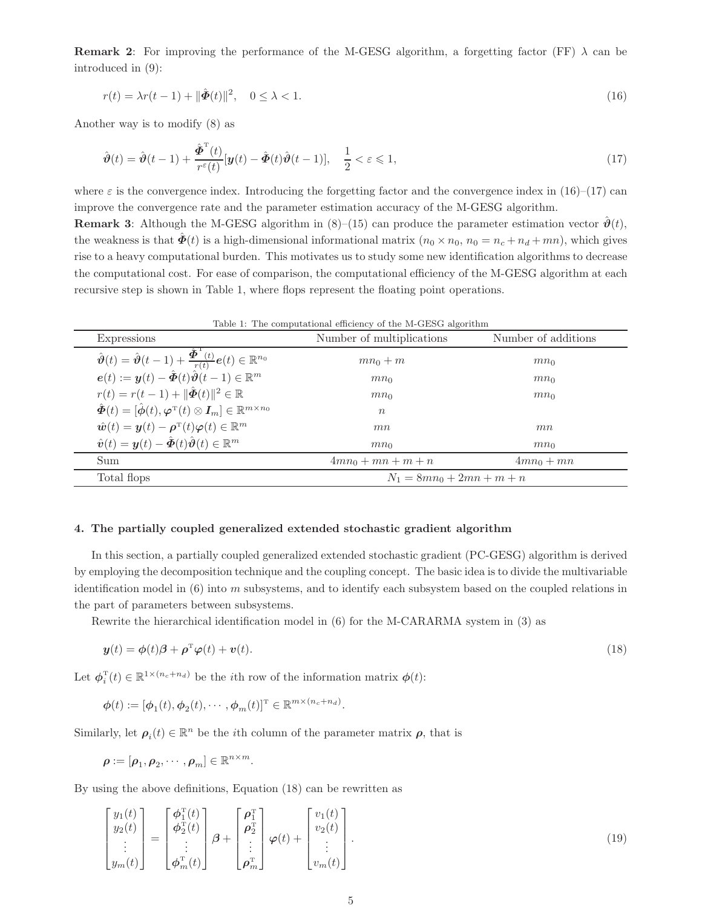**Remark 2**: For improving the performance of the M-GESG algorithm, a forgetting factor (FF) $\lambda$ can be introduced in (9):

$$r(t)=\lambda r(t-1)+\|\hat{\boldsymbol{\Phi}}(t)\|^2, \quad 0\leq \lambda<1. \tag{16}$$

Another way is to modify (8) as

$$\hat{\boldsymbol{\vartheta}}(t)=\hat{\boldsymbol{\vartheta}}(t-1)+\frac{\hat{\boldsymbol{\Phi}}^{\mathrm{T}}(t)}{r^{\varepsilon}(t)}[\boldsymbol{y}(t)-\hat{\boldsymbol{\Phi}}(t)\hat{\boldsymbol{\vartheta}}(t-1)], \quad \frac{1}{2}<\varepsilon\leqslant 1, \tag{17}$$

where $\varepsilon$ is the convergence index. Introducing the forgetting factor and the convergence index in (16)–(17) can improve the convergence rate and the parameter estimation accuracy of the M-GESG algorithm.

**Remark 3**: Although the M-GESG algorithm in (8)–(15) can produce the parameter estimation vector $\hat{\boldsymbol{\vartheta}}(t)$, the weakness is that $\hat{\boldsymbol{\Phi}}(t)$ is a high-dimensional informational matrix ($n_0\times n_0$, $n_0=n_c+n_d+mn$), which gives rise to a heavy computational burden. This motivates us to study some new identification algorithms to decrease the computational cost. For ease of comparison, the computational efficiency of the M-GESG algorithm at each recursive step is shown in Table 1, where flops represent the floating point operations.

Table 1: The computational efficiency of the M-GESG algorithm

| Expressions | Number of multiplications | Number of additions |
|---|---|---|
| $\hat{\boldsymbol{\vartheta}}(t)=\hat{\boldsymbol{\vartheta}}(t-1)+\frac{\hat{\boldsymbol{\Phi}}^{\mathrm{T}}(t)}{r(t)}\boldsymbol{e}(t)\in\mathbb{R}^{n_0}$ | $mn_0+m$ | $mn_0$ |
| $\boldsymbol{e}(t):=\boldsymbol{y}(t)-\hat{\boldsymbol{\Phi}}(t)\hat{\boldsymbol{\vartheta}}(t-1)\in\mathbb{R}^m$ | $mn_0$ | $mn_0$ |
| $r(t)=r(t-1)+\|\hat{\boldsymbol{\Phi}}(t)\|^2\in\mathbb{R}$ | $mn_0$ | $mn_0$ |
| $\hat{\boldsymbol{\Phi}}(t)=[\hat{\boldsymbol{\phi}}(t),\boldsymbol{\varphi}^{\mathrm{T}}(t)\otimes\boldsymbol{I}_m]\in\mathbb{R}^{m\times n_0}$ | $n$ | |
| $\hat{\boldsymbol{w}}(t)=\boldsymbol{y}(t)-\boldsymbol{\rho}^{\mathrm{T}}(t)\boldsymbol{\varphi}(t)\in\mathbb{R}^m$ | $mn$ | $mn$ |
| $\hat{\boldsymbol{v}}(t)=\boldsymbol{y}(t)-\hat{\boldsymbol{\Phi}}(t)\hat{\boldsymbol{\vartheta}}(t)\in\mathbb{R}^m$ | $mn_0$ | $mn_0$ |
| Sum | $4mn_0+mn+m+n$ | $4mn_0+mn$ |
| Total flops | $N_1=8mn_0+2mn+m+n$ | |

## 4. The partially coupled generalized extended stochastic gradient algorithm

In this section, a partially coupled generalized extended stochastic gradient (PC-GESG) algorithm is derived by employing the decomposition technique and the coupling concept. The basic idea is to divide the multivariable identification model in (6) into $m$ subsystems, and to identify each subsystem based on the coupled relations in the part of parameters between subsystems.

Rewrite the hierarchical identification model in (6) for the M-CARARMA system in (3) as

$$\boldsymbol{y}(t)=\boldsymbol{\phi}(t)\boldsymbol{\beta}+\boldsymbol{\rho}^{\mathrm{T}}\boldsymbol{\varphi}(t)+\boldsymbol{v}(t). \tag{18}$$

Let $\boldsymbol{\phi}_i^{\mathrm{T}}(t)\in\mathbb{R}^{1\times(n_c+n_d)}$ be the $i$th row of the information matrix $\boldsymbol{\phi}(t)$:

$$\boldsymbol{\phi}(t):=[\boldsymbol{\phi}_1(t),\boldsymbol{\phi}_2(t),\cdots,\boldsymbol{\phi}_m(t)]^{\mathrm{T}}\in\mathbb{R}^{m\times(n_c+n_d)}.$$

Similarly, let $\boldsymbol{\rho}_i(t)\in\mathbb{R}^n$ be the $i$th column of the parameter matrix $\boldsymbol{\rho}$, that is

$$\boldsymbol{\rho}:=[\boldsymbol{\rho}_1,\boldsymbol{\rho}_2,\cdots,\boldsymbol{\rho}_m]\in\mathbb{R}^{n\times m}.$$

By using the above definitions, Equation (18) can be rewritten as

$$\begin{bmatrix} y_1(t)\\ y_2(t)\\ \vdots\\ y_m(t)\end{bmatrix}=\begin{bmatrix}\boldsymbol{\phi}_1^{\mathrm{T}}(t)\\ \boldsymbol{\phi}_2^{\mathrm{T}}(t)\\ \vdots\\ \boldsymbol{\phi}_m^{\mathrm{T}}(t)\end{bmatrix}\boldsymbol{\beta}+\begin{bmatrix}\boldsymbol{\rho}_1^{\mathrm{T}}\\ \boldsymbol{\rho}_2^{\mathrm{T}}\\ \vdots\\ \boldsymbol{\rho}_m^{\mathrm{T}}\end{bmatrix}\boldsymbol{\varphi}(t)+\begin{bmatrix} v_1(t)\\ v_2(t)\\ \vdots\\ v_m(t)\end{bmatrix}. \tag{19}$$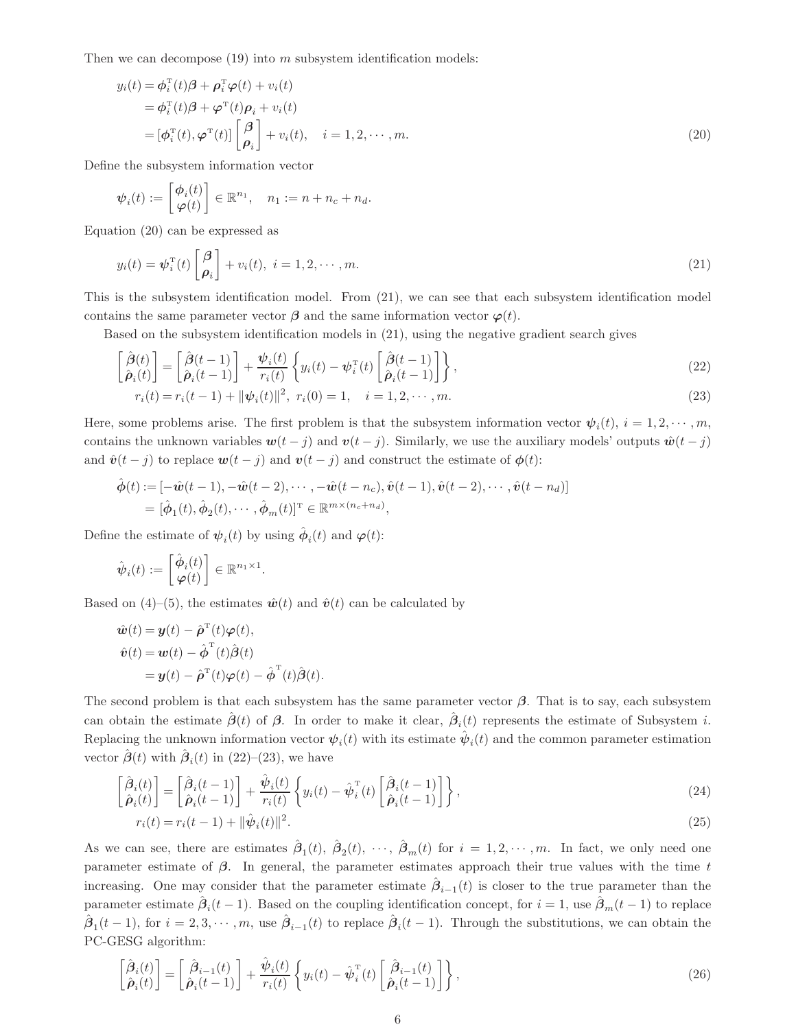Then we can decompose (19) into $m$ subsystem identification models:

$$
\begin{aligned}
y_i(t) &= \boldsymbol{\phi}_i^{\mathrm{T}}(t)\boldsymbol{\beta} + \boldsymbol{\rho}_i^{\mathrm{T}}\boldsymbol{\varphi}(t) + v_i(t) \\
&= \boldsymbol{\phi}_i^{\mathrm{T}}(t)\boldsymbol{\beta} + \boldsymbol{\varphi}^{\mathrm{T}}(t)\boldsymbol{\rho}_i + v_i(t) \\
&= [\boldsymbol{\phi}_i^{\mathrm{T}}(t), \boldsymbol{\varphi}^{\mathrm{T}}(t)] \begin{bmatrix} \boldsymbol{\beta} \\ \boldsymbol{\rho}_i \end{bmatrix} + v_i(t), \quad i = 1, 2, \cdots, m.
\end{aligned} \tag{20}
$$

Define the subsystem information vector

$$
\boldsymbol{\psi}_i(t) := \begin{bmatrix} \boldsymbol{\phi}_i(t) \\ \boldsymbol{\varphi}(t) \end{bmatrix} \in \mathbb{R}^{n_1}, \quad n_1 := n + n_c + n_d.
$$

Equation (20) can be expressed as

$$
y_i(t) = \boldsymbol{\psi}_i^{\mathrm{T}}(t) \begin{bmatrix} \boldsymbol{\beta} \\ \boldsymbol{\rho}_i \end{bmatrix} + v_i(t), \ i = 1, 2, \cdots, m. \tag{21}
$$

This is the subsystem identification model. From (21), we can see that each subsystem identification model contains the same parameter vector $\boldsymbol{\beta}$ and the same information vector $\boldsymbol{\varphi}(t)$.

Based on the subsystem identification models in (21), using the negative gradient search gives

$$
\begin{bmatrix} \hat{\boldsymbol{\beta}}(t) \\ \hat{\boldsymbol{\rho}}_i(t) \end{bmatrix} = \begin{bmatrix} \hat{\boldsymbol{\beta}}(t-1) \\ \hat{\boldsymbol{\rho}}_i(t-1) \end{bmatrix} + \frac{\boldsymbol{\psi}_i(t)}{r_i(t)} \left\{ y_i(t) - \boldsymbol{\psi}_i^{\mathrm{T}}(t) \begin{bmatrix} \hat{\boldsymbol{\beta}}(t-1) \\ \hat{\boldsymbol{\rho}}_i(t-1) \end{bmatrix} \right\}, \tag{22}
$$

$$
r_i(t) = r_i(t-1) + \|\boldsymbol{\psi}_i(t)\|^2, \ r_i(0) = 1, \quad i = 1, 2, \cdots, m. \tag{23}
$$

Here, some problems arise. The first problem is that the subsystem information vector $\boldsymbol{\psi}_i(t)$, $i = 1, 2, \cdots, m$, contains the unknown variables $\boldsymbol{w}(t-j)$ and $\boldsymbol{v}(t-j)$. Similarly, we use the auxiliary models' outputs $\hat{\boldsymbol{w}}(t-j)$ and $\hat{\boldsymbol{v}}(t-j)$ to replace $\boldsymbol{w}(t-j)$ and $\boldsymbol{v}(t-j)$ and construct the estimate of $\boldsymbol{\phi}(t)$:

$$
\begin{aligned}
\hat{\boldsymbol{\phi}}(t) &:= [-\hat{\boldsymbol{w}}(t-1), -\hat{\boldsymbol{w}}(t-2), \cdots, -\hat{\boldsymbol{w}}(t-n_c), \hat{\boldsymbol{v}}(t-1), \hat{\boldsymbol{v}}(t-2), \cdots, \hat{\boldsymbol{v}}(t-n_d)] \\
&= [\hat{\boldsymbol{\phi}}_1(t), \hat{\boldsymbol{\phi}}_2(t), \cdots, \hat{\boldsymbol{\phi}}_m(t)]^{\mathrm{T}} \in \mathbb{R}^{m \times (n_c+n_d)},
\end{aligned}
$$

Define the estimate of $\boldsymbol{\psi}_i(t)$ by using $\hat{\boldsymbol{\phi}}_i(t)$ and $\boldsymbol{\varphi}(t)$:

$$
\hat{\boldsymbol{\psi}}_i(t) := \begin{bmatrix} \hat{\boldsymbol{\phi}}_i(t) \\ \boldsymbol{\varphi}(t) \end{bmatrix} \in \mathbb{R}^{n_1 \times 1}.
$$

Based on (4)–(5), the estimates $\hat{\boldsymbol{w}}(t)$ and $\hat{\boldsymbol{v}}(t)$ can be calculated by

$$
\begin{aligned}
\hat{\boldsymbol{w}}(t) &= \boldsymbol{y}(t) - \hat{\boldsymbol{\rho}}^{\mathrm{T}}(t)\boldsymbol{\varphi}(t), \\
\hat{\boldsymbol{v}}(t) &= \boldsymbol{w}(t) - \hat{\boldsymbol{\phi}}^{\mathrm{T}}(t)\hat{\boldsymbol{\beta}}(t) \\
&= \boldsymbol{y}(t) - \hat{\boldsymbol{\rho}}^{\mathrm{T}}(t)\boldsymbol{\varphi}(t) - \hat{\boldsymbol{\phi}}^{\mathrm{T}}(t)\hat{\boldsymbol{\beta}}(t).
\end{aligned}
$$

The second problem is that each subsystem has the same parameter vector $\boldsymbol{\beta}$. That is to say, each subsystem can obtain the estimate $\hat{\boldsymbol{\beta}}(t)$ of $\boldsymbol{\beta}$. In order to make it clear, $\hat{\boldsymbol{\beta}}_i(t)$ represents the estimate of Subsystem $i$. Replacing the unknown information vector $\boldsymbol{\psi}_i(t)$ with its estimate $\hat{\boldsymbol{\psi}}_i(t)$ and the common parameter estimation vector $\hat{\boldsymbol{\beta}}(t)$ with $\hat{\boldsymbol{\beta}}_i(t)$ in (22)–(23), we have

$$
\begin{bmatrix} \hat{\boldsymbol{\beta}}_i(t) \\ \hat{\boldsymbol{\rho}}_i(t) \end{bmatrix} = \begin{bmatrix} \hat{\boldsymbol{\beta}}_i(t-1) \\ \hat{\boldsymbol{\rho}}_i(t-1) \end{bmatrix} + \frac{\hat{\boldsymbol{\psi}}_i(t)}{r_i(t)} \left\{ y_i(t) - \hat{\boldsymbol{\psi}}_i^{\mathrm{T}}(t) \begin{bmatrix} \hat{\boldsymbol{\beta}}_i(t-1) \\ \hat{\boldsymbol{\rho}}_i(t-1) \end{bmatrix} \right\}, \tag{24}
$$

$$
r_i(t) = r_i(t-1) + \|\hat{\boldsymbol{\psi}}_i(t)\|^2. \tag{25}
$$

As we can see, there are estimates $\hat{\boldsymbol{\beta}}_1(t)$, $\hat{\boldsymbol{\beta}}_2(t)$, $\cdots$, $\hat{\boldsymbol{\beta}}_m(t)$ for $i = 1, 2, \cdots, m$. In fact, we only need one parameter estimate of $\boldsymbol{\beta}$. In general, the parameter estimates approach their true values with the time $t$ increasing. One may consider that the parameter estimate $\hat{\boldsymbol{\beta}}_{i-1}(t)$ is closer to the true parameter than the parameter estimate $\hat{\boldsymbol{\beta}}_i(t-1)$. Based on the coupling identification concept, for $i = 1$, use $\hat{\boldsymbol{\beta}}_m(t-1)$ to replace $\hat{\boldsymbol{\beta}}_1(t-1)$, for $i = 2, 3, \cdots, m$, use $\hat{\boldsymbol{\beta}}_{i-1}(t)$ to replace $\hat{\boldsymbol{\beta}}_i(t-1)$. Through the substitutions, we can obtain the PC-GESG algorithm:

$$
\begin{bmatrix} \hat{\boldsymbol{\beta}}_i(t) \\ \hat{\boldsymbol{\rho}}_i(t) \end{bmatrix} = \begin{bmatrix} \hat{\boldsymbol{\beta}}_{i-1}(t) \\ \hat{\boldsymbol{\rho}}_i(t-1) \end{bmatrix} + \frac{\hat{\boldsymbol{\psi}}_i(t)}{r_i(t)} \left\{ y_i(t) - \hat{\boldsymbol{\psi}}_i^{\mathrm{T}}(t) \begin{bmatrix} \hat{\boldsymbol{\beta}}_{i-1}(t) \\ \hat{\boldsymbol{\rho}}_i(t-1) \end{bmatrix} \right\}, \tag{26}
$$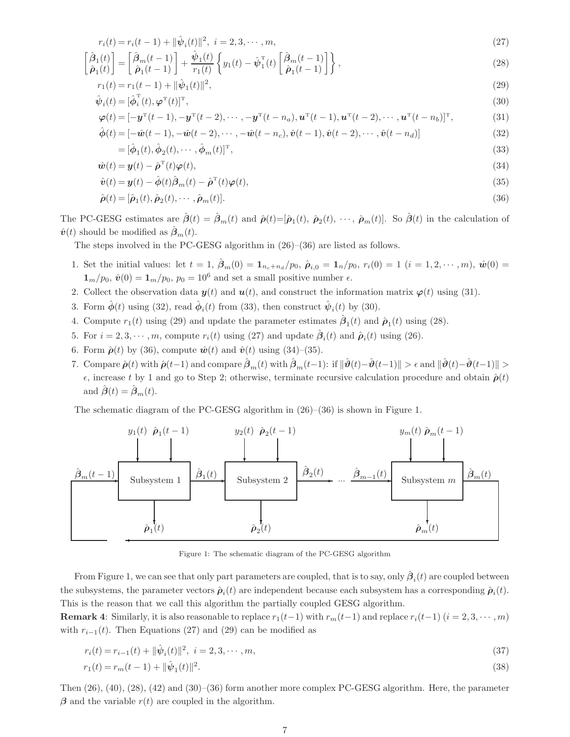$$r_i(t) = r_i(t-1) + \|\hat{\boldsymbol{\psi}}_i(t)\|^2, \ i = 2, 3, \cdots, m, \tag{27}$$

$$\begin{bmatrix} \hat{\boldsymbol{\beta}}_1(t) \\ \hat{\boldsymbol{\rho}}_1(t) \end{bmatrix} = \begin{bmatrix} \hat{\boldsymbol{\beta}}_m(t-1) \\ \hat{\boldsymbol{\rho}}_1(t-1) \end{bmatrix} + \frac{\hat{\boldsymbol{\psi}}_1(t)}{r_1(t)} \left\{ y_1(t) - \hat{\boldsymbol{\psi}}_1^{\mathrm{T}}(t) \begin{bmatrix} \hat{\boldsymbol{\beta}}_m(t-1) \\ \hat{\boldsymbol{\rho}}_1(t-1) \end{bmatrix} \right\}, \tag{28}$$

$$r_1(t) = r_1(t-1) + \|\hat{\boldsymbol{\psi}}_1(t)\|^2, \tag{29}$$

$$\hat{\boldsymbol{\psi}}_i(t) = [\hat{\boldsymbol{\phi}}_i^{\mathrm{T}}(t), \boldsymbol{\varphi}^{\mathrm{T}}(t)]^{\mathrm{T}}, \tag{30}$$

$$\boldsymbol{\varphi}(t) = [-\boldsymbol{y}^{\mathrm{T}}(t-1), -\boldsymbol{y}^{\mathrm{T}}(t-2), \cdots, -\boldsymbol{y}^{\mathrm{T}}(t-n_a), \boldsymbol{u}^{\mathrm{T}}(t-1), \boldsymbol{u}^{\mathrm{T}}(t-2), \cdots, \boldsymbol{u}^{\mathrm{T}}(t-n_b)]^{\mathrm{T}}, \tag{31}$$

$$\hat{\boldsymbol{\phi}}(t) = [-\hat{\boldsymbol{w}}(t-1), -\hat{\boldsymbol{w}}(t-2), \cdots, -\hat{\boldsymbol{w}}(t-n_c), \hat{\boldsymbol{v}}(t-1), \hat{\boldsymbol{v}}(t-2), \cdots, \hat{\boldsymbol{v}}(t-n_d)] \tag{32}$$

$$= [\hat{\boldsymbol{\phi}}_1(t), \hat{\boldsymbol{\phi}}_2(t), \cdots, \hat{\boldsymbol{\phi}}_m(t)]^{\mathrm{T}}, \tag{33}$$

$$\hat{\boldsymbol{w}}(t) = \boldsymbol{y}(t) - \hat{\boldsymbol{\rho}}^{\mathrm{T}}(t)\boldsymbol{\varphi}(t), \tag{34}$$

$$\hat{\boldsymbol{v}}(t) = \boldsymbol{y}(t) - \hat{\boldsymbol{\phi}}(t)\hat{\boldsymbol{\beta}}_m(t) - \hat{\boldsymbol{\rho}}^{\mathrm{T}}(t)\boldsymbol{\varphi}(t), \tag{35}$$

$$\hat{\boldsymbol{\rho}}(t) = [\hat{\boldsymbol{\rho}}_1(t), \hat{\boldsymbol{\rho}}_2(t), \cdots, \hat{\boldsymbol{\rho}}_m(t)]. \tag{36}$$

The PC-GESG estimates are $\hat{\boldsymbol{\beta}}(t) = \hat{\boldsymbol{\beta}}_m(t)$ and $\hat{\boldsymbol{\rho}}(t)=[\hat{\boldsymbol{\rho}}_1(t), \hat{\boldsymbol{\rho}}_2(t), \cdots, \hat{\boldsymbol{\rho}}_m(t)]$. So $\hat{\boldsymbol{\beta}}(t)$ in the calculation of $\hat{\boldsymbol{v}}(t)$ should be modified as $\hat{\boldsymbol{\beta}}_m(t)$.

The steps involved in the PC-GESG algorithm in (26)–(36) are listed as follows.

1. Set the initial values: let $t = 1$, $\hat{\boldsymbol{\beta}}_m(0) = \mathbf{1}_{n_c+n_d}/p_0$, $\hat{\boldsymbol{\rho}}_{i,0} = \mathbf{1}_n/p_0$, $r_i(0) = 1$ $(i = 1, 2, \cdots, m)$, $\hat{\boldsymbol{w}}(0) = \mathbf{1}_m/p_0$, $\hat{\boldsymbol{v}}(0) = \mathbf{1}_m/p_0$, $p_0 = 10^6$ and set a small positive number $\epsilon$.
2. Collect the observation data $\boldsymbol{y}(t)$ and $\boldsymbol{u}(t)$, and construct the information matrix $\boldsymbol{\varphi}(t)$ using (31).
3. Form $\hat{\boldsymbol{\phi}}(t)$ using (32), read $\hat{\boldsymbol{\phi}}_i(t)$ from (33), then construct $\hat{\boldsymbol{\psi}}_i(t)$ by (30).
4. Compute $r_1(t)$ using (29) and update the parameter estimates $\hat{\boldsymbol{\beta}}_1(t)$ and $\hat{\boldsymbol{\rho}}_1(t)$ using (28).
5. For $i = 2, 3, \cdots, m$, compute $r_i(t)$ using (27) and update $\hat{\boldsymbol{\beta}}_i(t)$ and $\hat{\boldsymbol{\rho}}_i(t)$ using (26).
6. Form $\hat{\boldsymbol{\rho}}(t)$ by (36), compute $\hat{\boldsymbol{w}}(t)$ and $\hat{\boldsymbol{v}}(t)$ using (34)–(35).
7. Compare $\hat{\boldsymbol{\rho}}(t)$ with $\hat{\boldsymbol{\rho}}(t-1)$ and compare $\hat{\boldsymbol{\beta}}_m(t)$ with $\hat{\boldsymbol{\beta}}_m(t-1)$: if $\|\hat{\boldsymbol{\vartheta}}(t) - \hat{\boldsymbol{\vartheta}}(t-1)\| > \epsilon$ and $\|\hat{\boldsymbol{\vartheta}}(t) - \hat{\boldsymbol{\vartheta}}(t-1)\| > \epsilon$, increase $t$ by 1 and go to Step 2; otherwise, terminate recursive calculation procedure and obtain $\hat{\boldsymbol{\rho}}(t)$ and $\hat{\boldsymbol{\beta}}(t) = \hat{\boldsymbol{\beta}}_m(t)$.

The schematic diagram of the PC-GESG algorithm in (26)–(36) is shown in Figure 1.

Figure 1: The schematic diagram of the PC-GESG algorithm

From Figure 1, we can see that only part parameters are coupled, that is to say, only $\hat{\boldsymbol{\beta}}_i(t)$ are coupled between the subsystems, the parameter vectors $\hat{\boldsymbol{\rho}}_i(t)$ are independent because each subsystem has a corresponding $\hat{\boldsymbol{\rho}}_i(t)$. This is the reason that we call this algorithm the partially coupled GESG algorithm.

**Remark 4**: Similarly, it is also reasonable to replace $r_1(t-1)$ with $r_m(t-1)$ and replace $r_i(t-1)$ $(i = 2, 3, \cdots, m)$ with $r_{i-1}(t)$. Then Equations (27) and (29) can be modified as

$$r_i(t) = r_{i-1}(t) + \|\hat{\boldsymbol{\psi}}_i(t)\|^2, \ i = 2, 3, \cdots, m, \tag{37}$$

$$r_1(t) = r_m(t-1) + \|\hat{\boldsymbol{\psi}}_1(t)\|^2. \tag{38}$$

Then (26), (40), (28), (42) and (30)–(36) form another more complex PC-GESG algorithm. Here, the parameter $\boldsymbol{\beta}$ and the variable $r(t)$ are coupled in the algorithm.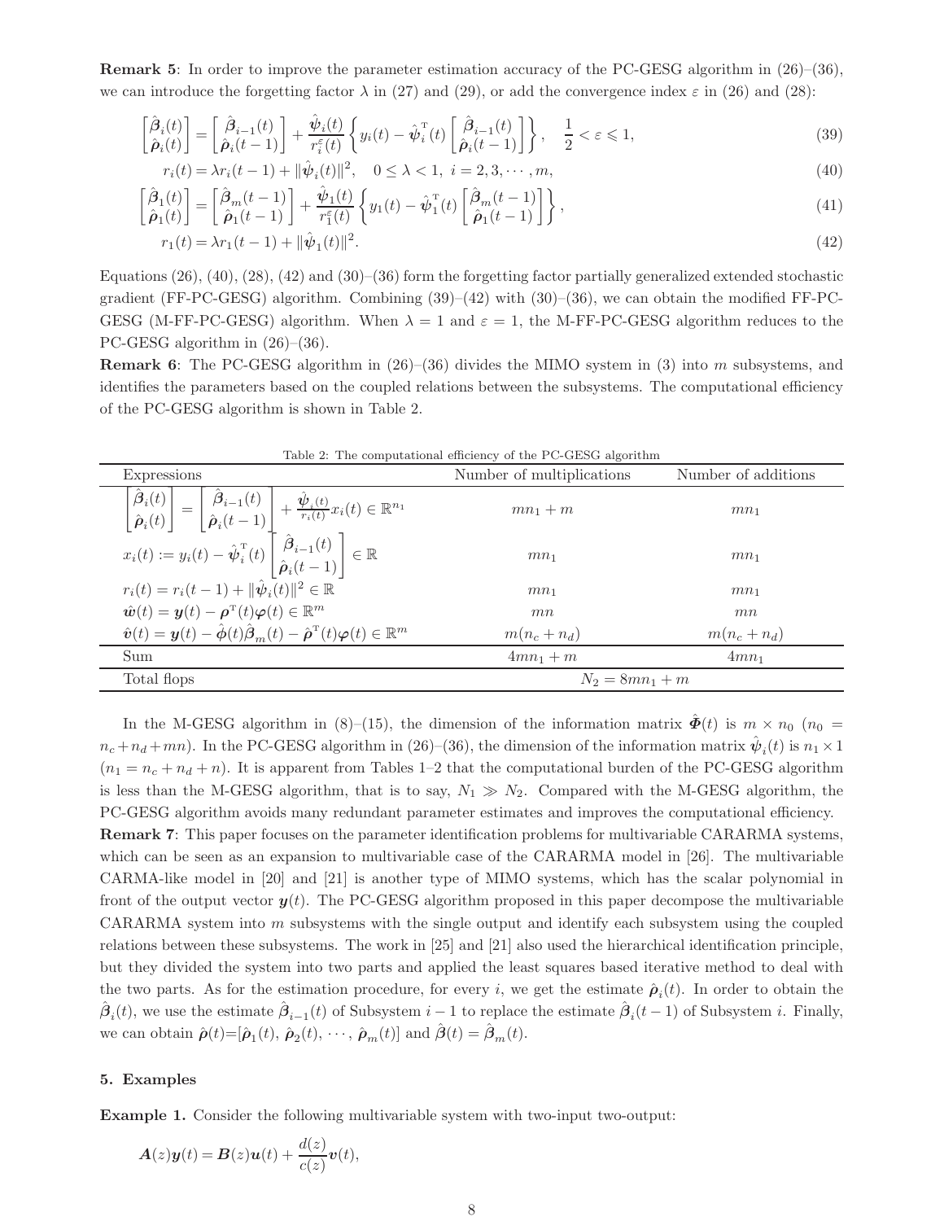**Remark 5**: In order to improve the parameter estimation accuracy of the PC-GESG algorithm in (26)–(36), we can introduce the forgetting factor $\lambda$ in (27) and (29), or add the convergence index $\varepsilon$ in (26) and (28):

$$
\begin{bmatrix} \hat{\boldsymbol{\beta}}_i(t) \\ \hat{\boldsymbol{\rho}}_i(t) \end{bmatrix} = \begin{bmatrix} \hat{\boldsymbol{\beta}}_{i-1}(t) \\ \hat{\boldsymbol{\rho}}_i(t-1) \end{bmatrix} + \frac{\hat{\boldsymbol{\psi}}_i(t)}{r_i^{\varepsilon}(t)} \left\{ y_i(t) - \hat{\boldsymbol{\psi}}_i^{\mathrm{T}}(t) \begin{bmatrix} \hat{\boldsymbol{\beta}}_{i-1}(t) \\ \hat{\boldsymbol{\rho}}_i(t-1) \end{bmatrix} \right\}, \quad \frac{1}{2} < \varepsilon \leqslant 1, \tag{39}
$$

$$
r_i(t) = \lambda r_i(t-1) + \|\hat{\boldsymbol{\psi}}_i(t)\|^2, \quad 0 \leq \lambda < 1, \ i = 2, 3, \cdots, m, \tag{40}
$$

$$
\begin{bmatrix} \hat{\boldsymbol{\beta}}_1(t) \\ \hat{\boldsymbol{\rho}}_1(t) \end{bmatrix} = \begin{bmatrix} \hat{\boldsymbol{\beta}}_m(t-1) \\ \hat{\boldsymbol{\rho}}_1(t-1) \end{bmatrix} + \frac{\hat{\boldsymbol{\psi}}_1(t)}{r_1^{\varepsilon}(t)} \left\{ y_1(t) - \hat{\boldsymbol{\psi}}_1^{\mathrm{T}}(t) \begin{bmatrix} \hat{\boldsymbol{\beta}}_m(t-1) \\ \hat{\boldsymbol{\rho}}_1(t-1) \end{bmatrix} \right\}, \tag{41}
$$

$$
r_1(t) = \lambda r_1(t-1) + \|\hat{\boldsymbol{\psi}}_1(t)\|^2. \tag{42}
$$

Equations (26), (40), (28), (42) and (30)–(36) form the forgetting factor partially generalized extended stochastic gradient (FF-PC-GESG) algorithm. Combining (39)–(42) with (30)–(36), we can obtain the modified FF-PC-GESG (M-FF-PC-GESG) algorithm. When $\lambda = 1$ and $\varepsilon = 1$, the M-FF-PC-GESG algorithm reduces to the PC-GESG algorithm in (26)–(36).

**Remark 6**: The PC-GESG algorithm in (26)–(36) divides the MIMO system in (3) into $m$ subsystems, and identifies the parameters based on the coupled relations between the subsystems. The computational efficiency of the PC-GESG algorithm is shown in Table 2.

Table 2: The computational efficiency of the PC-GESG algorithm

| Expressions | Number of multiplications | Number of additions |
|---|---|---|
| $\begin{bmatrix} \hat{\boldsymbol{\beta}}_i(t) \\ \hat{\boldsymbol{\rho}}_i(t) \end{bmatrix} = \begin{bmatrix} \hat{\boldsymbol{\beta}}_{i-1}(t) \\ \hat{\boldsymbol{\rho}}_i(t-1) \end{bmatrix} + \frac{\hat{\boldsymbol{\psi}}_i(t)}{r_i(t)} x_i(t) \in \mathbb{R}^{n_1}$ | $mn_1 + m$ | $mn_1$ |
| $x_i(t) := y_i(t) - \hat{\boldsymbol{\psi}}_i^{\mathrm{T}}(t) \begin{bmatrix} \hat{\boldsymbol{\beta}}_{i-1}(t) \\ \hat{\boldsymbol{\rho}}_i(t-1) \end{bmatrix} \in \mathbb{R}$ | $mn_1$ | $mn_1$ |
| $r_i(t) = r_i(t-1) + \|\hat{\boldsymbol{\psi}}_i(t)\|^2 \in \mathbb{R}$ | $mn_1$ | $mn_1$ |
| $\hat{\boldsymbol{w}}(t) = \boldsymbol{y}(t) - \boldsymbol{\rho}^{\mathrm{T}}(t)\boldsymbol{\varphi}(t) \in \mathbb{R}^m$ | $mn$ | $mn$ |
| $\hat{\boldsymbol{v}}(t) = \boldsymbol{y}(t) - \hat{\boldsymbol{\phi}}(t)\hat{\boldsymbol{\beta}}_m(t) - \hat{\boldsymbol{\rho}}^{\mathrm{T}}(t)\boldsymbol{\varphi}(t) \in \mathbb{R}^m$ | $m(n_c + n_d)$ | $m(n_c + n_d)$ |
| Sum | $4mn_1 + m$ | $4mn_1$ |
| Total flops | $N_2 = 8mn_1 + m$ | |

In the M-GESG algorithm in (8)–(15), the dimension of the information matrix $\hat{\boldsymbol{\Phi}}(t)$ is $m \times n_0$ ($n_0 = n_c + n_d + mn$). In the PC-GESG algorithm in (26)–(36), the dimension of the information matrix $\hat{\boldsymbol{\psi}}_i(t)$ is $n_1 \times 1$ ($n_1 = n_c + n_d + n$). It is apparent from Tables 1–2 that the computational burden of the PC-GESG algorithm is less than the M-GESG algorithm, that is to say, $N_1 \gg N_2$. Compared with the M-GESG algorithm, the PC-GESG algorithm avoids many redundant parameter estimates and improves the computational efficiency.

**Remark 7**: This paper focuses on the parameter identification problems for multivariable CARARMA systems, which can be seen as an expansion to multivariable case of the CARARMA model in [26]. The multivariable CARMA-like model in [20] and [21] is another type of MIMO systems, which has the scalar polynomial in front of the output vector $\boldsymbol{y}(t)$. The PC-GESG algorithm proposed in this paper decompose the multivariable CARARMA system into $m$ subsystems with the single output and identify each subsystem using the coupled relations between these subsystems. The work in [25] and [21] also used the hierarchical identification principle, but they divided the system into two parts and applied the least squares based iterative method to deal with the two parts. As for the estimation procedure, for every $i$, we get the estimate $\hat{\boldsymbol{\rho}}_i(t)$. In order to obtain the $\hat{\boldsymbol{\beta}}_i(t)$, we use the estimate $\hat{\boldsymbol{\beta}}_{i-1}(t)$ of Subsystem $i-1$ to replace the estimate $\hat{\boldsymbol{\beta}}_i(t-1)$ of Subsystem $i$. Finally, we can obtain $\hat{\boldsymbol{\rho}}(t)=[\hat{\boldsymbol{\rho}}_1(t),\, \hat{\boldsymbol{\rho}}_2(t),\, \cdots,\, \hat{\boldsymbol{\rho}}_m(t)]$ and $\hat{\boldsymbol{\beta}}(t) = \hat{\boldsymbol{\beta}}_m(t)$.

## 5. Examples

**Example 1.** Consider the following multivariable system with two-input two-output:

$$
\boldsymbol{A}(z)\boldsymbol{y}(t) = \boldsymbol{B}(z)\boldsymbol{u}(t) + \frac{d(z)}{c(z)}\boldsymbol{v}(t),
$$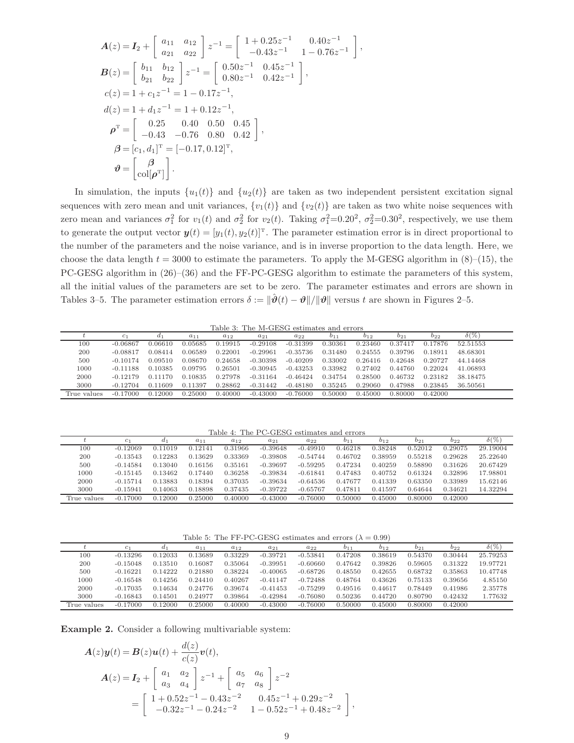$$
\begin{aligned}
\boldsymbol{A}(z) &= \boldsymbol{I}_2 + \left[\begin{array}{cc} a_{11} & a_{12} \\ a_{21} & a_{22} \end{array}\right] z^{-1} = \left[\begin{array}{cc} 1+0.25z^{-1} & 0.40z^{-1} \\ -0.43z^{-1} & 1-0.76z^{-1} \end{array}\right], \\
\boldsymbol{B}(z) &= \left[\begin{array}{cc} b_{11} & b_{12} \\ b_{21} & b_{22} \end{array}\right] z^{-1} = \left[\begin{array}{cc} 0.50z^{-1} & 0.45z^{-1} \\ 0.80z^{-1} & 0.42z^{-1} \end{array}\right], \\
c(z) &= 1 + c_1 z^{-1} = 1 - 0.17z^{-1}, \\
d(z) &= 1 + d_1 z^{-1} = 1 + 0.12z^{-1}, \\
\boldsymbol{\rho}^{\mathrm{T}} &= \left[\begin{array}{cccc} 0.25 & 0.40 & 0.50 & 0.45 \\ -0.43 & -0.76 & 0.80 & 0.42 \end{array}\right], \\
\boldsymbol{\beta} &= [c_1, d_1]^{\mathrm{T}} = [-0.17, 0.12]^{\mathrm{T}}, \\
\boldsymbol{\vartheta} &= \left[\begin{array}{c} \boldsymbol{\beta} \\ \mathrm{col}[\boldsymbol{\rho}^{\mathrm{T}}] \end{array}\right].
\end{aligned}
$$

In simulation, the inputs $\{u_1(t)\}$ and $\{u_2(t)\}$ are taken as two independent persistent excitation signal sequences with zero mean and unit variances, $\{v_1(t)\}$ and $\{v_2(t)\}$ are taken as two white noise sequences with zero mean and variances $\sigma_1^2$ for $v_1(t)$ and $\sigma_2^2$ for $v_2(t)$. Taking $\sigma_1^2$=$0.20^2$, $\sigma_2^2$=$0.30^2$, respectively, we use them to generate the output vector $\boldsymbol{y}(t) = [y_1(t), y_2(t)]^{\mathrm{T}}$. The parameter estimation error is in direct proportional to the number of the parameters and the noise variance, and is in inverse proportion to the data length. Here, we choose the data length $t = 3000$ to estimate the parameters. To apply the M-GESG algorithm in (8)–(15), the PC-GESG algorithm in (26)–(36) and the FF-PC-GESG algorithm to estimate the parameters of this system, all the initial values of the parameters are set to be zero. The parameter estimates and errors are shown in Tables 3–5. The parameter estimation errors $\delta := \|\hat{\boldsymbol{\vartheta}}(t) - \boldsymbol{\vartheta}\|/\|\boldsymbol{\vartheta}\|$ versus $t$ are shown in Figures 2–5.

Table 3: The M-GESG estimates and errors

| $t$ | $c_1$ | $d_1$ | $a_{11}$ | $a_{12}$ | $a_{21}$ | $a_{22}$ | $b_{11}$ | $b_{12}$ | $b_{21}$ | $b_{22}$ | $\delta(\%)$ |
|---|---|---|---|---|---|---|---|---|---|---|---|
| 100 | -0.06867 | 0.06610 | 0.05685 | 0.19915 | -0.29108 | -0.31399 | 0.30361 | 0.23460 | 0.37417 | 0.17876 | 52.51553 |
| 200 | -0.08817 | 0.08414 | 0.06589 | 0.22001 | -0.29961 | -0.35736 | 0.31480 | 0.24555 | 0.39796 | 0.18911 | 48.68301 |
| 500 | -0.10174 | 0.09510 | 0.08670 | 0.24658 | -0.30398 | -0.40209 | 0.33002 | 0.26416 | 0.42648 | 0.20727 | 44.14468 |
| 1000 | -0.11188 | 0.10385 | 0.09795 | 0.26501 | -0.30945 | -0.43253 | 0.33982 | 0.27402 | 0.44760 | 0.22024 | 41.06893 |
| 2000 | -0.12179 | 0.11170 | 0.10835 | 0.27978 | -0.31164 | -0.46424 | 0.34754 | 0.28500 | 0.46732 | 0.23182 | 38.18475 |
| 3000 | -0.12704 | 0.11609 | 0.11397 | 0.28862 | -0.31442 | -0.48180 | 0.35245 | 0.29060 | 0.47988 | 0.23845 | 36.50561 |
| True values | -0.17000 | 0.12000 | 0.25000 | 0.40000 | -0.43000 | -0.76000 | 0.50000 | 0.45000 | 0.80000 | 0.42000 | |

Table 4: The PC-GESG estimates and errors

| $t$ | $c_1$ | $d_1$ | $a_{11}$ | $a_{12}$ | $a_{21}$ | $a_{22}$ | $b_{11}$ | $b_{12}$ | $b_{21}$ | $b_{22}$ | $\delta(\%)$ |
|---|---|---|---|---|---|---|---|---|---|---|---|
| 100 | -0.12069 | 0.11019 | 0.12141 | 0.31966 | -0.39648 | -0.49910 | 0.46218 | 0.38248 | 0.52012 | 0.29075 | 29.19004 |
| 200 | -0.13543 | 0.12283 | 0.13629 | 0.33369 | -0.39808 | -0.54744 | 0.46702 | 0.38959 | 0.55218 | 0.29628 | 25.22640 |
| 500 | -0.14584 | 0.13040 | 0.16156 | 0.35161 | -0.39697 | -0.59295 | 0.47234 | 0.40259 | 0.58890 | 0.31626 | 20.67429 |
| 1000 | -0.15145 | 0.13462 | 0.17440 | 0.36258 | -0.39834 | -0.61841 | 0.47483 | 0.40752 | 0.61324 | 0.32896 | 17.98801 |
| 2000 | -0.15714 | 0.13883 | 0.18394 | 0.37035 | -0.39634 | -0.64536 | 0.47677 | 0.41339 | 0.63350 | 0.33989 | 15.62146 |
| 3000 | -0.15941 | 0.14063 | 0.18898 | 0.37435 | -0.39722 | -0.65767 | 0.47811 | 0.41597 | 0.64644 | 0.34621 | 14.32294 |
| True values | -0.17000 | 0.12000 | 0.25000 | 0.40000 | -0.43000 | -0.76000 | 0.50000 | 0.45000 | 0.80000 | 0.42000 | |

Table 5: The FF-PC-GESG estimates and errors ($\lambda = 0.99$)

| $t$ | $c_1$ | $d_1$ | $a_{11}$ | $a_{12}$ | $a_{21}$ | $a_{22}$ | $b_{11}$ | $b_{12}$ | $b_{21}$ | $b_{22}$ | $\delta(\%)$ |
|---|---|---|---|---|---|---|---|---|---|---|---|
| 100 | -0.13296 | 0.12033 | 0.13689 | 0.33229 | -0.39721 | -0.53841 | 0.47208 | 0.38619 | 0.54370 | 0.30444 | 25.79253 |
| 200 | -0.15048 | 0.13510 | 0.16087 | 0.35064 | -0.39951 | -0.60660 | 0.47642 | 0.39826 | 0.59605 | 0.31322 | 19.97721 |
| 500 | -0.16221 | 0.14222 | 0.21880 | 0.38224 | -0.40065 | -0.68726 | 0.48550 | 0.42655 | 0.68732 | 0.35863 | 10.47748 |
| 1000 | -0.16548 | 0.14256 | 0.24410 | 0.40267 | -0.41147 | -0.72488 | 0.48764 | 0.43626 | 0.75133 | 0.39656 | 4.85150 |
| 2000 | -0.17035 | 0.14634 | 0.24776 | 0.39674 | -0.41453 | -0.75299 | 0.49516 | 0.44617 | 0.78449 | 0.41986 | 2.35778 |
| 3000 | -0.16843 | 0.14501 | 0.24977 | 0.39864 | -0.42984 | -0.76080 | 0.50236 | 0.44720 | 0.80790 | 0.42432 | 1.77632 |
| True values | -0.17000 | 0.12000 | 0.25000 | 0.40000 | -0.43000 | -0.76000 | 0.50000 | 0.45000 | 0.80000 | 0.42000 | |

**Example 2.** Consider a following multivariable system:

$$
\begin{aligned}
\boldsymbol{A}(z)\boldsymbol{y}(t) &= \boldsymbol{B}(z)\boldsymbol{u}(t) + \frac{d(z)}{c(z)}\boldsymbol{v}(t), \\
\boldsymbol{A}(z) &= \boldsymbol{I}_2 + \left[\begin{array}{cc} a_1 & a_2 \\ a_3 & a_4 \end{array}\right] z^{-1} + \left[\begin{array}{cc} a_5 & a_6 \\ a_7 & a_8 \end{array}\right] z^{-2} \\
&= \left[\begin{array}{cc} 1+0.52z^{-1}-0.43z^{-2} & 0.45z^{-1}+0.29z^{-2} \\ -0.32z^{-1}-0.24z^{-2} & 1-0.52z^{-1}+0.48z^{-2} \end{array}\right],
\end{aligned}
$$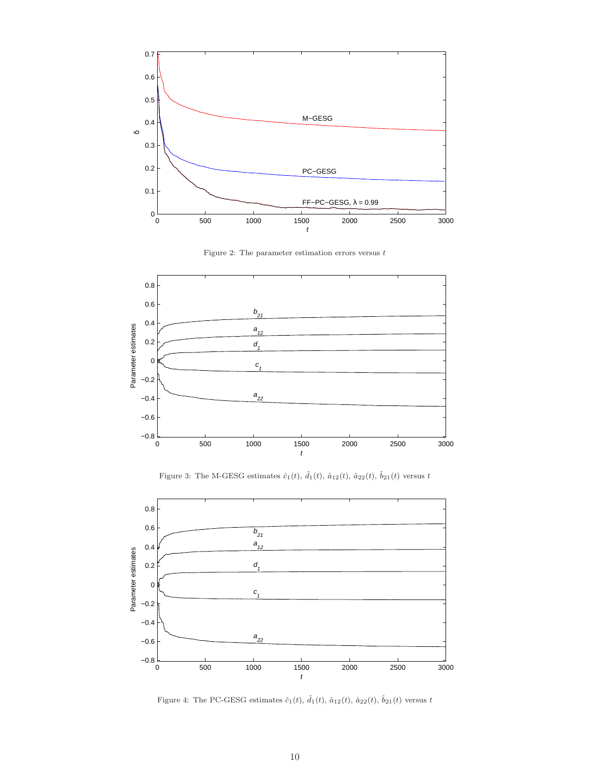Figure 2: The parameter estimation errors versus $t$

Figure 3: The M-GESG estimates $\hat{c}_1(t)$, $\hat{d}_1(t)$, $\hat{a}_{12}(t)$, $\hat{a}_{22}(t)$, $\hat{b}_{21}(t)$ versus $t$

Figure 4: The PC-GESG estimates $\hat{c}_1(t)$, $\hat{d}_1(t)$, $\hat{a}_{12}(t)$, $\hat{a}_{22}(t)$, $\hat{b}_{21}(t)$ versus $t$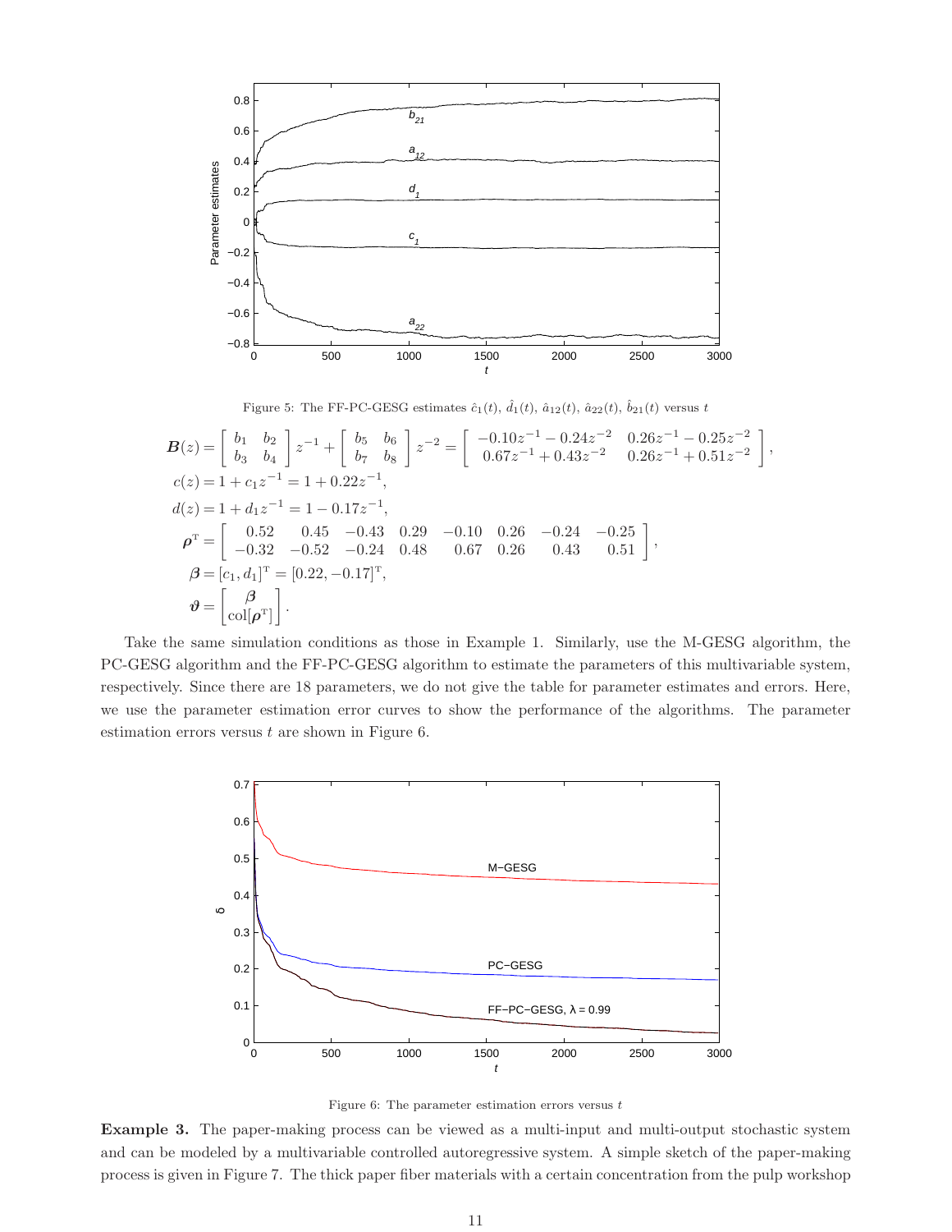Figure 5: The FF-PC-GESG estimates $\hat{c}_1(t)$, $\hat{d}_1(t)$, $\hat{a}_{12}(t)$, $\hat{a}_{22}(t)$, $\hat{b}_{21}(t)$ versus $t$

$$
\begin{aligned}
\boldsymbol{B}(z) &= \begin{bmatrix} b_1 & b_2 \\ b_3 & b_4 \end{bmatrix} z^{-1} + \begin{bmatrix} b_5 & b_6 \\ b_7 & b_8 \end{bmatrix} z^{-2} = \begin{bmatrix} -0.10z^{-1} - 0.24z^{-2} & 0.26z^{-1} - 0.25z^{-2} \\ 0.67z^{-1} + 0.43z^{-2} & 0.26z^{-1} + 0.51z^{-2} \end{bmatrix}, \\
c(z) &= 1 + c_1 z^{-1} = 1 + 0.22z^{-1}, \\
d(z) &= 1 + d_1 z^{-1} = 1 - 0.17z^{-1}, \\
\boldsymbol{\rho}^{\mathrm{T}} &= \begin{bmatrix} 0.52 & 0.45 & -0.43 & 0.29 & -0.10 & 0.26 & -0.24 & -0.25 \\ -0.32 & -0.52 & -0.24 & 0.48 & 0.67 & 0.26 & 0.43 & 0.51 \end{bmatrix}, \\
\boldsymbol{\beta} &= [c_1, d_1]^{\mathrm{T}} = [0.22, -0.17]^{\mathrm{T}}, \\
\boldsymbol{\vartheta} &= \begin{bmatrix} \boldsymbol{\beta} \\ \mathrm{col}[\boldsymbol{\rho}^{\mathrm{T}}] \end{bmatrix}.
\end{aligned}
$$

Take the same simulation conditions as those in Example 1. Similarly, use the M-GESG algorithm, the PC-GESG algorithm and the FF-PC-GESG algorithm to estimate the parameters of this multivariable system, respectively. Since there are 18 parameters, we do not give the table for parameter estimates and errors. Here, we use the parameter estimation error curves to show the performance of the algorithms. The parameter estimation errors versus $t$ are shown in Figure 6.

Figure 6: The parameter estimation errors versus $t$

**Example 3.** The paper-making process can be viewed as a multi-input and multi-output stochastic system and can be modeled by a multivariable controlled autoregressive system. A simple sketch of the paper-making process is given in Figure 7. The thick paper fiber materials with a certain concentration from the pulp workshop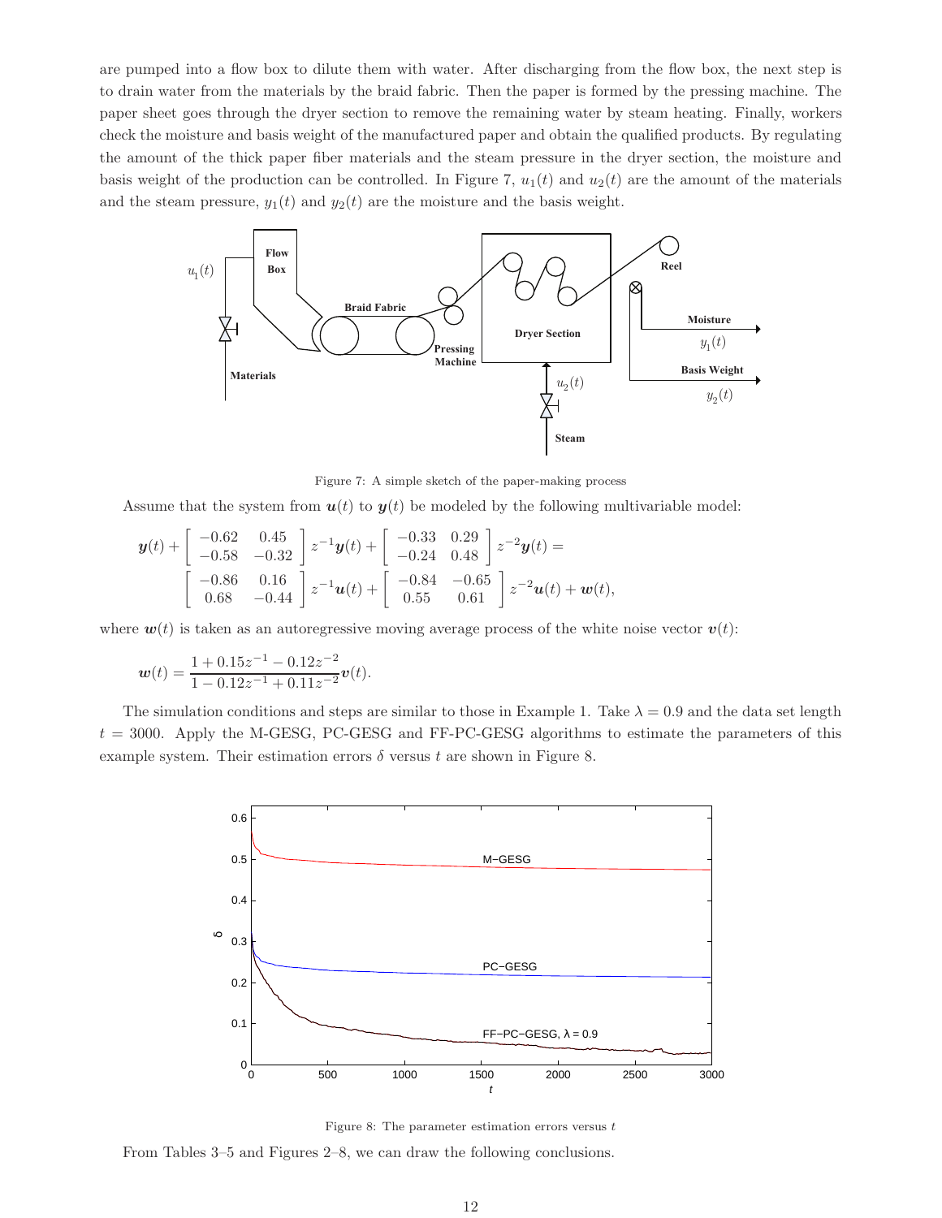are pumped into a flow box to dilute them with water. After discharging from the flow box, the next step is to drain water from the materials by the braid fabric. Then the paper is formed by the pressing machine. The paper sheet goes through the dryer section to remove the remaining water by steam heating. Finally, workers check the moisture and basis weight of the manufactured paper and obtain the qualified products. By regulating the amount of the thick paper fiber materials and the steam pressure in the dryer section, the moisture and basis weight of the production can be controlled. In Figure 7, $u_1(t)$ and $u_2(t)$ are the amount of the materials and the steam pressure, $y_1(t)$ and $y_2(t)$ are the moisture and the basis weight.

Figure 7: A simple sketch of the paper-making process

Assume that the system from $\boldsymbol{u}(t)$ to $\boldsymbol{y}(t)$ be modeled by the following multivariable model:

$$
\begin{aligned}
\boldsymbol{y}(t) + \begin{bmatrix} -0.62 & 0.45 \\ -0.58 & -0.32 \end{bmatrix} z^{-1}\boldsymbol{y}(t) + \begin{bmatrix} -0.33 & 0.29 \\ -0.24 & 0.48 \end{bmatrix} z^{-2}\boldsymbol{y}(t) = \\
\begin{bmatrix} -0.86 & 0.16 \\ 0.68 & -0.44 \end{bmatrix} z^{-1}\boldsymbol{u}(t) + \begin{bmatrix} -0.84 & -0.65 \\ 0.55 & 0.61 \end{bmatrix} z^{-2}\boldsymbol{u}(t) + \boldsymbol{w}(t),
\end{aligned}
$$

where $\boldsymbol{w}(t)$ is taken as an autoregressive moving average process of the white noise vector $\boldsymbol{v}(t)$:

$$
\boldsymbol{w}(t) = \frac{1 + 0.15z^{-1} - 0.12z^{-2}}{1 - 0.12z^{-1} + 0.11z^{-2}} \boldsymbol{v}(t).
$$

The simulation conditions and steps are similar to those in Example 1. Take $\lambda = 0.9$ and the data set length $t = 3000$. Apply the M-GESG, PC-GESG and FF-PC-GESG algorithms to estimate the parameters of this example system. Their estimation errors $\delta$ versus $t$ are shown in Figure 8.

Figure 8: The parameter estimation errors versus $t$

From Tables 3–5 and Figures 2–8, we can draw the following conclusions.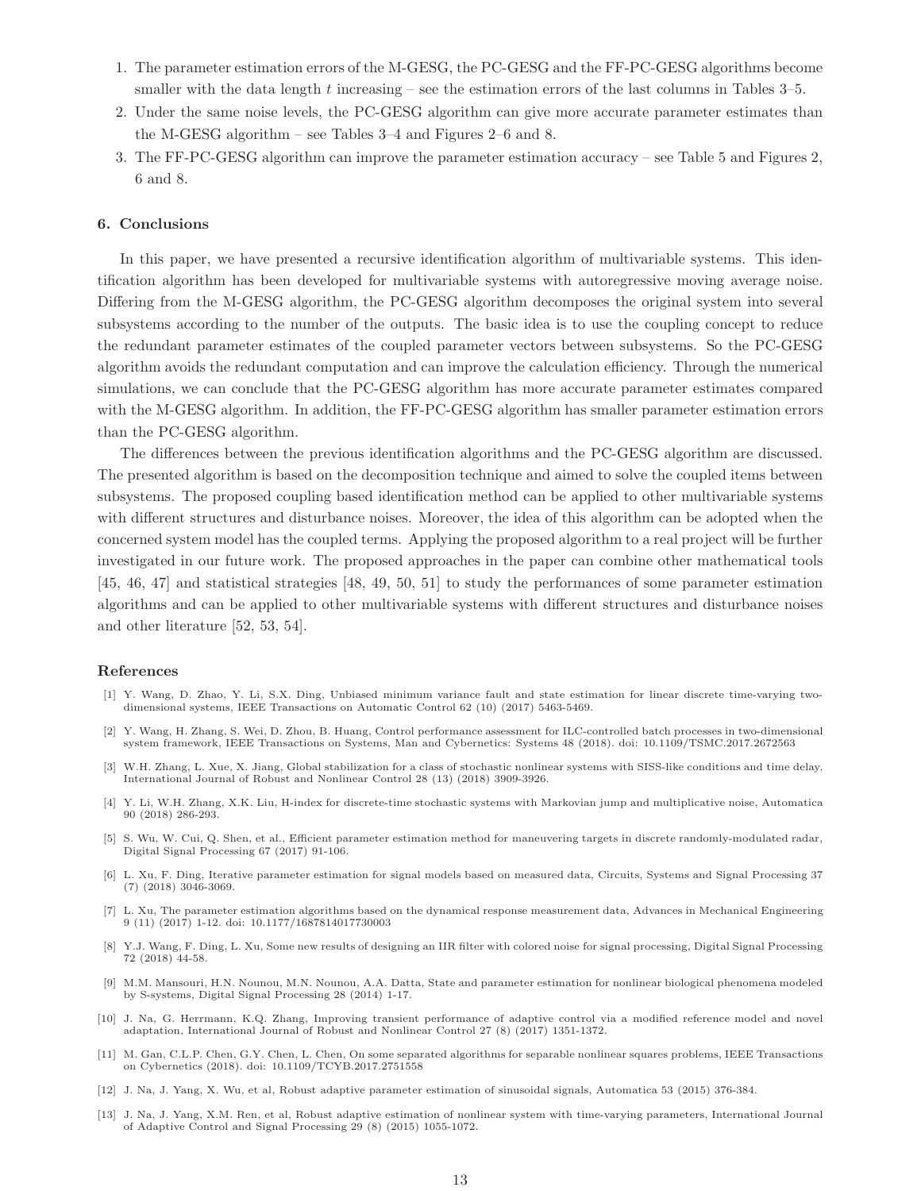1. The parameter estimation errors of the M-GESG, the PC-GESG and the FF-PC-GESG algorithms become smaller with the data length $t$ increasing – see the estimation errors of the last columns in Tables 3–5.
2. Under the same noise levels, the PC-GESG algorithm can give more accurate parameter estimates than the M-GESG algorithm – see Tables 3–4 and Figures 2–6 and 8.
3. The FF-PC-GESG algorithm can improve the parameter estimation accuracy – see Table 5 and Figures 2, 6 and 8.

## 6. Conclusions

In this paper, we have presented a recursive identification algorithm of multivariable systems. This identification algorithm has been developed for multivariable systems with autoregressive moving average noise. Differing from the M-GESG algorithm, the PC-GESG algorithm decomposes the original system into several subsystems according to the number of the outputs. The basic idea is to use the coupling concept to reduce the redundant parameter estimates of the coupled parameter vectors between subsystems. So the PC-GESG algorithm avoids the redundant computation and can improve the calculation efficiency. Through the numerical simulations, we can conclude that the PC-GESG algorithm has more accurate parameter estimates compared with the M-GESG algorithm. In addition, the FF-PC-GESG algorithm has smaller parameter estimation errors than the PC-GESG algorithm.

The differences between the previous identification algorithms and the PC-GESG algorithm are discussed. The presented algorithm is based on the decomposition technique and aimed to solve the coupled items between subsystems. The proposed coupling based identification method can be applied to other multivariable systems with different structures and disturbance noises. Moreover, the idea of this algorithm can be adopted when the concerned system model has the coupled terms. Applying the proposed algorithm to a real project will be further investigated in our future work. The proposed approaches in the paper can combine other mathematical tools [45, 46, 47] and statistical strategies [48, 49, 50, 51] to study the performances of some parameter estimation algorithms and can be applied to other multivariable systems with different structures and disturbance noises and other literature [52, 53, 54].

## References

[1] Y. Wang, D. Zhao, Y. Li, S.X. Ding, Unbiased minimum variance fault and state estimation for linear discrete time-varying two-dimensional systems, IEEE Transactions on Automatic Control 62 (10) (2017) 5463-5469.

[2] Y. Wang, H. Zhang, S. Wei, D. Zhou, B. Huang, Control performance assessment for ILC-controlled batch processes in two-dimensional system framework, IEEE Transactions on Systems, Man and Cybernetics: Systems 48 (2018). doi: 10.1109/TSMC.2017.2672563

[3] W.H. Zhang, L. Xue, X. Jiang, Global stabilization for a class of stochastic nonlinear systems with SISS-like conditions and time delay, International Journal of Robust and Nonlinear Control 28 (13) (2018) 3909-3926.

[4] Y. Li, W.H. Zhang, X.K. Liu, H-index for discrete-time stochastic systems with Markovian jump and multiplicative noise, Automatica 90 (2018) 286-293.

[5] S. Wu, W. Cui, Q. Shen, et al., Efficient parameter estimation method for maneuvering targets in discrete randomly-modulated radar, Digital Signal Processing 67 (2017) 91-106.

[6] L. Xu, F. Ding, Iterative parameter estimation for signal models based on measured data, Circuits, Systems and Signal Processing 37 (7) (2018) 3046-3069.

[7] L. Xu, The parameter estimation algorithms based on the dynamical response measurement data, Advances in Mechanical Engineering 9 (11) (2017) 1-12. doi: 10.1177/1687814017730003

[8] Y.J. Wang, F. Ding, L. Xu, Some new results of designing an IIR filter with colored noise for signal processing, Digital Signal Processing 72 (2018) 44-58.

[9] M.M. Mansouri, H.N. Nounou, M.N. Nounou, A.A. Datta, State and parameter estimation for nonlinear biological phenomena modeled by S-systems, Digital Signal Processing 28 (2014) 1-17.

[10] J. Na, G. Herrmann, K.Q. Zhang, Improving transient performance of adaptive control via a modified reference model and novel adaptation, International Journal of Robust and Nonlinear Control 27 (8) (2017) 1351-1372.

[11] M. Gan, C.L.P. Chen, G.Y. Chen, L. Chen, On some separated algorithms for separable nonlinear squares problems, IEEE Transactions on Cybernetics (2018). doi: 10.1109/TCYB.2017.2751558

[12] J. Na, J. Yang, X. Wu, et al, Robust adaptive parameter estimation of sinusoidal signals, Automatica 53 (2015) 376-384.

[13] J. Na, J. Yang, X.M. Ren, et al, Robust adaptive estimation of nonlinear system with time-varying parameters, International Journal of Adaptive Control and Signal Processing 29 (8) (2015) 1055-1072.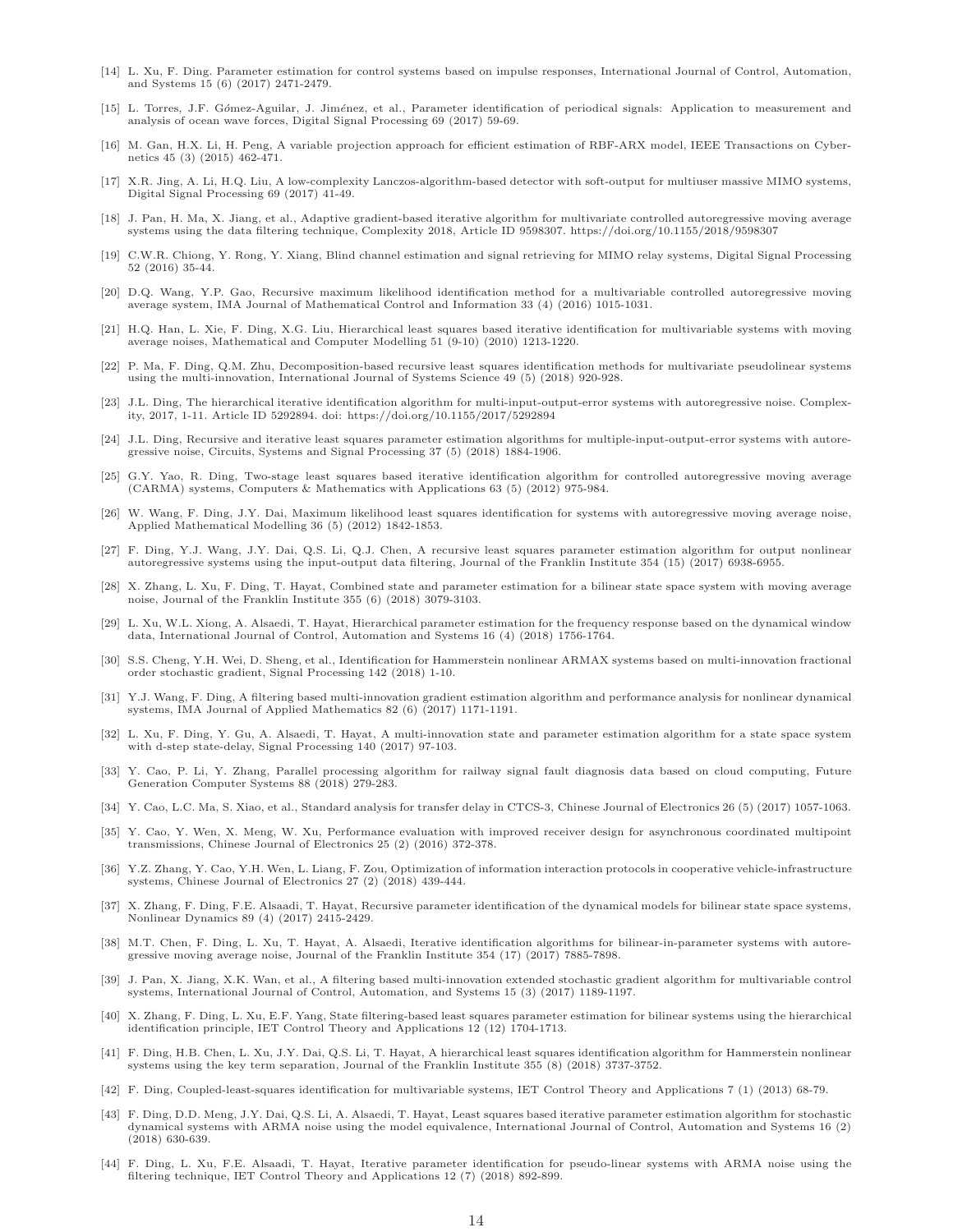[14] L. Xu, F. Ding. Parameter estimation for control systems based on impulse responses, International Journal of Control, Automation, and Systems 15 (6) (2017) 2471-2479.

[15] L. Torres, J.F. Gómez-Aguilar, J. Jiménez, et al., Parameter identification of periodical signals: Application to measurement and analysis of ocean wave forces, Digital Signal Processing 69 (2017) 59-69.

[16] M. Gan, H.X. Li, H. Peng, A variable projection approach for efficient estimation of RBF-ARX model, IEEE Transactions on Cybernetics 45 (3) (2015) 462-471.

[17] X.R. Jing, A. Li, H.Q. Liu, A low-complexity Lanczos-algorithm-based detector with soft-output for multiuser massive MIMO systems, Digital Signal Processing 69 (2017) 41-49.

[18] J. Pan, H. Ma, X. Jiang, et al., Adaptive gradient-based iterative algorithm for multivariate controlled autoregressive moving average systems using the data filtering technique, Complexity 2018, Article ID 9598307. https://doi.org/10.1155/2018/9598307

[19] C.W.R. Chiong, Y. Rong, Y. Xiang, Blind channel estimation and signal retrieving for MIMO relay systems, Digital Signal Processing 52 (2016) 35-44.

[20] D.Q. Wang, Y.P. Gao, Recursive maximum likelihood identification method for a multivariable controlled autoregressive moving average system, IMA Journal of Mathematical Control and Information 33 (4) (2016) 1015-1031.

[21] H.Q. Han, L. Xie, F. Ding, X.G. Liu, Hierarchical least squares based iterative identification for multivariable systems with moving average noises, Mathematical and Computer Modelling 51 (9-10) (2010) 1213-1220.

[22] P. Ma, F. Ding, Q.M. Zhu, Decomposition-based recursive least squares identification methods for multivariate pseudolinear systems using the multi-innovation, International Journal of Systems Science 49 (5) (2018) 920-928.

[23] J.L. Ding, The hierarchical iterative identification algorithm for multi-input-output-error systems with autoregressive noise. Complexity, 2017, 1-11. Article ID 5292894. doi: https://doi.org/10.1155/2017/5292894

[24] J.L. Ding, Recursive and iterative least squares parameter estimation algorithms for multiple-input-output-error systems with autoregressive noise, Circuits, Systems and Signal Processing 37 (5) (2018) 1884-1906.

[25] G.Y. Yao, R. Ding, Two-stage least squares based iterative identification algorithm for controlled autoregressive moving average (CARMA) systems, Computers & Mathematics with Applications 63 (5) (2012) 975-984.

[26] W. Wang, F. Ding, J.Y. Dai, Maximum likelihood least squares identification for systems with autoregressive moving average noise, Applied Mathematical Modelling 36 (5) (2012) 1842-1853.

[27] F. Ding, Y.J. Wang, J.Y. Dai, Q.S. Li, Q.J. Chen, A recursive least squares parameter estimation algorithm for output nonlinear autoregressive systems using the input-output data filtering, Journal of the Franklin Institute 354 (15) (2017) 6938-6955.

[28] X. Zhang, L. Xu, F. Ding, T. Hayat, Combined state and parameter estimation for a bilinear state space system with moving average noise, Journal of the Franklin Institute 355 (6) (2018) 3079-3103.

[29] L. Xu, W.L. Xiong, A. Alsaedi, T. Hayat, Hierarchical parameter estimation for the frequency response based on the dynamical window data, International Journal of Control, Automation and Systems 16 (4) (2018) 1756-1764.

[30] S.S. Cheng, Y.H. Wei, D. Sheng, et al., Identification for Hammerstein nonlinear ARMAX systems based on multi-innovation fractional order stochastic gradient, Signal Processing 142 (2018) 1-10.

[31] Y.J. Wang, F. Ding, A filtering based multi-innovation gradient estimation algorithm and performance analysis for nonlinear dynamical systems, IMA Journal of Applied Mathematics 82 (6) (2017) 1171-1191.

[32] L. Xu, F. Ding, Y. Gu, A. Alsaedi, T. Hayat, A multi-innovation state and parameter estimation algorithm for a state space system with d-step state-delay, Signal Processing 140 (2017) 97-103.

[33] Y. Cao, P. Li, Y. Zhang, Parallel processing algorithm for railway signal fault diagnosis data based on cloud computing, Future Generation Computer Systems 88 (2018) 279-283.

[34] Y. Cao, L.C. Ma, S. Xiao, et al., Standard analysis for transfer delay in CTCS-3, Chinese Journal of Electronics 26 (5) (2017) 1057-1063.

[35] Y. Cao, Y. Wen, X. Meng, W. Xu, Performance evaluation with improved receiver design for asynchronous coordinated multipoint transmissions, Chinese Journal of Electronics 25 (2) (2016) 372-378.

[36] Y.Z. Zhang, Y. Cao, Y.H. Wen, L. Liang, F. Zou, Optimization of information interaction protocols in cooperative vehicle-infrastructure systems, Chinese Journal of Electronics 27 (2) (2018) 439-444.

[37] X. Zhang, F. Ding, F.E. Alsaadi, T. Hayat, Recursive parameter identification of the dynamical models for bilinear state space systems, Nonlinear Dynamics 89 (4) (2017) 2415-2429.

[38] M.T. Chen, F. Ding, L. Xu, T. Hayat, A. Alsaedi, Iterative identification algorithms for bilinear-in-parameter systems with autoregressive moving average noise, Journal of the Franklin Institute 354 (17) (2017) 7885-7898.

[39] J. Pan, X. Jiang, X.K. Wan, et al., A filtering based multi-innovation extended stochastic gradient algorithm for multivariable control systems, International Journal of Control, Automation, and Systems 15 (3) (2017) 1189-1197.

[40] X. Zhang, F. Ding, L. Xu, E.F. Yang, State filtering-based least squares parameter estimation for bilinear systems using the hierarchical identification principle, IET Control Theory and Applications 12 (12) 1704-1713.

[41] F. Ding, H.B. Chen, L. Xu, J.Y. Dai, Q.S. Li, T. Hayat, A hierarchical least squares identification algorithm for Hammerstein nonlinear systems using the key term separation, Journal of the Franklin Institute 355 (8) (2018) 3737-3752.

[42] F. Ding, Coupled-least-squares identification for multivariable systems, IET Control Theory and Applications 7 (1) (2013) 68-79.

[43] F. Ding, D.D. Meng, J.Y. Dai, Q.S. Li, A. Alsaedi, T. Hayat, Least squares based iterative parameter estimation algorithm for stochastic dynamical systems with ARMA noise using the model equivalence, International Journal of Control, Automation and Systems 16 (2) (2018) 630-639.

[44] F. Ding, L. Xu, F.E. Alsaadi, T. Hayat, Iterative parameter identification for pseudo-linear systems with ARMA noise using the filtering technique, IET Control Theory and Applications 12 (7) (2018) 892-899.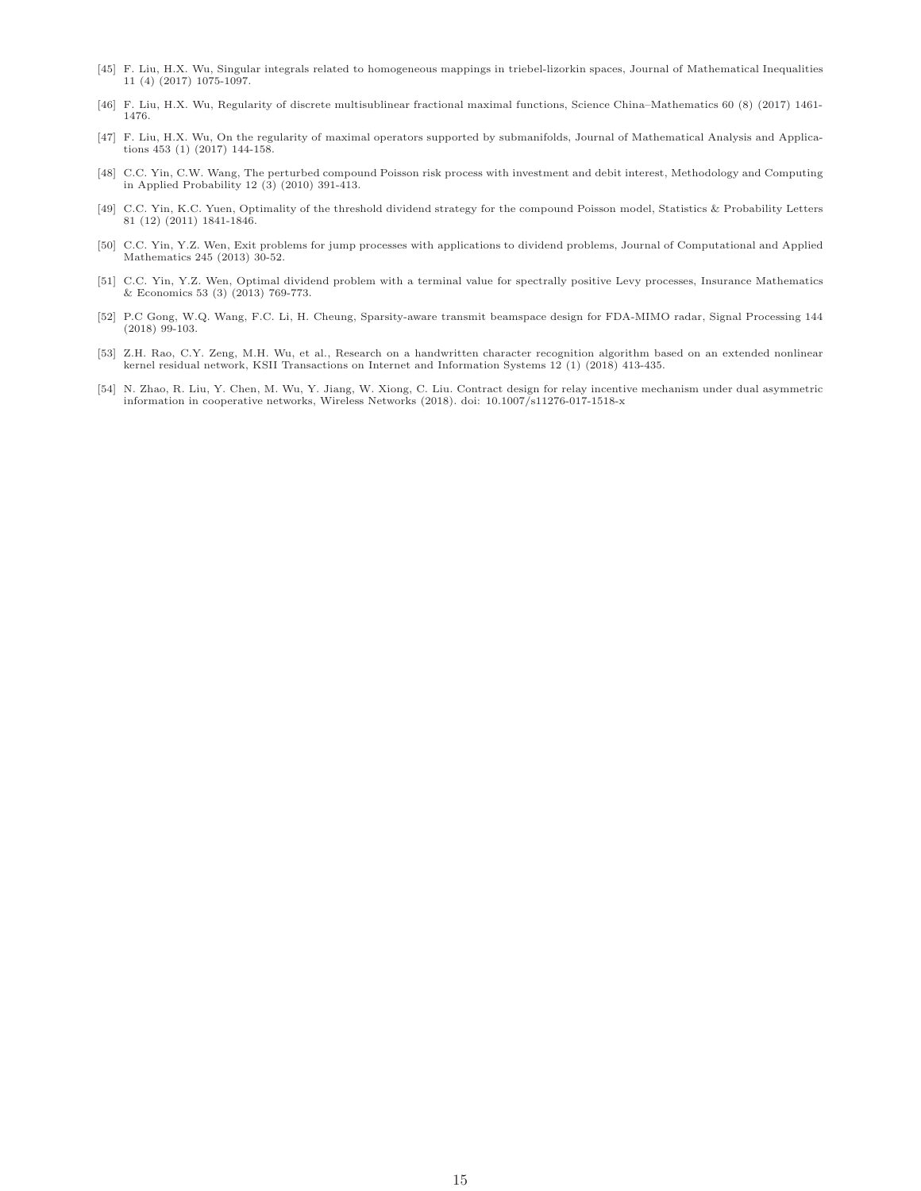[45] F. Liu, H.X. Wu, Singular integrals related to homogeneous mappings in triebel-lizorkin spaces, Journal of Mathematical Inequalities 11 (4) (2017) 1075-1097.

[46] F. Liu, H.X. Wu, Regularity of discrete multisublinear fractional maximal functions, Science China–Mathematics 60 (8) (2017) 1461-1476.

[47] F. Liu, H.X. Wu, On the regularity of maximal operators supported by submanifolds, Journal of Mathematical Analysis and Applications 453 (1) (2017) 144-158.

[48] C.C. Yin, C.W. Wang, The perturbed compound Poisson risk process with investment and debit interest, Methodology and Computing in Applied Probability 12 (3) (2010) 391-413.

[49] C.C. Yin, K.C. Yuen, Optimality of the threshold dividend strategy for the compound Poisson model, Statistics & Probability Letters 81 (12) (2011) 1841-1846.

[50] C.C. Yin, Y.Z. Wen, Exit problems for jump processes with applications to dividend problems, Journal of Computational and Applied Mathematics 245 (2013) 30-52.

[51] C.C. Yin, Y.Z. Wen, Optimal dividend problem with a terminal value for spectrally positive Levy processes, Insurance Mathematics & Economics 53 (3) (2013) 769-773.

[52] P.C Gong, W.Q. Wang, F.C. Li, H. Cheung, Sparsity-aware transmit beamspace design for FDA-MIMO radar, Signal Processing 144 (2018) 99-103.

[53] Z.H. Rao, C.Y. Zeng, M.H. Wu, et al., Research on a handwritten character recognition algorithm based on an extended nonlinear kernel residual network, KSII Transactions on Internet and Information Systems 12 (1) (2018) 413-435.

[54] N. Zhao, R. Liu, Y. Chen, M. Wu, Y. Jiang, W. Xiong, C. Liu. Contract design for relay incentive mechanism under dual asymmetric information in cooperative networks, Wireless Networks (2018). doi: 10.1007/s11276-017-1518-x